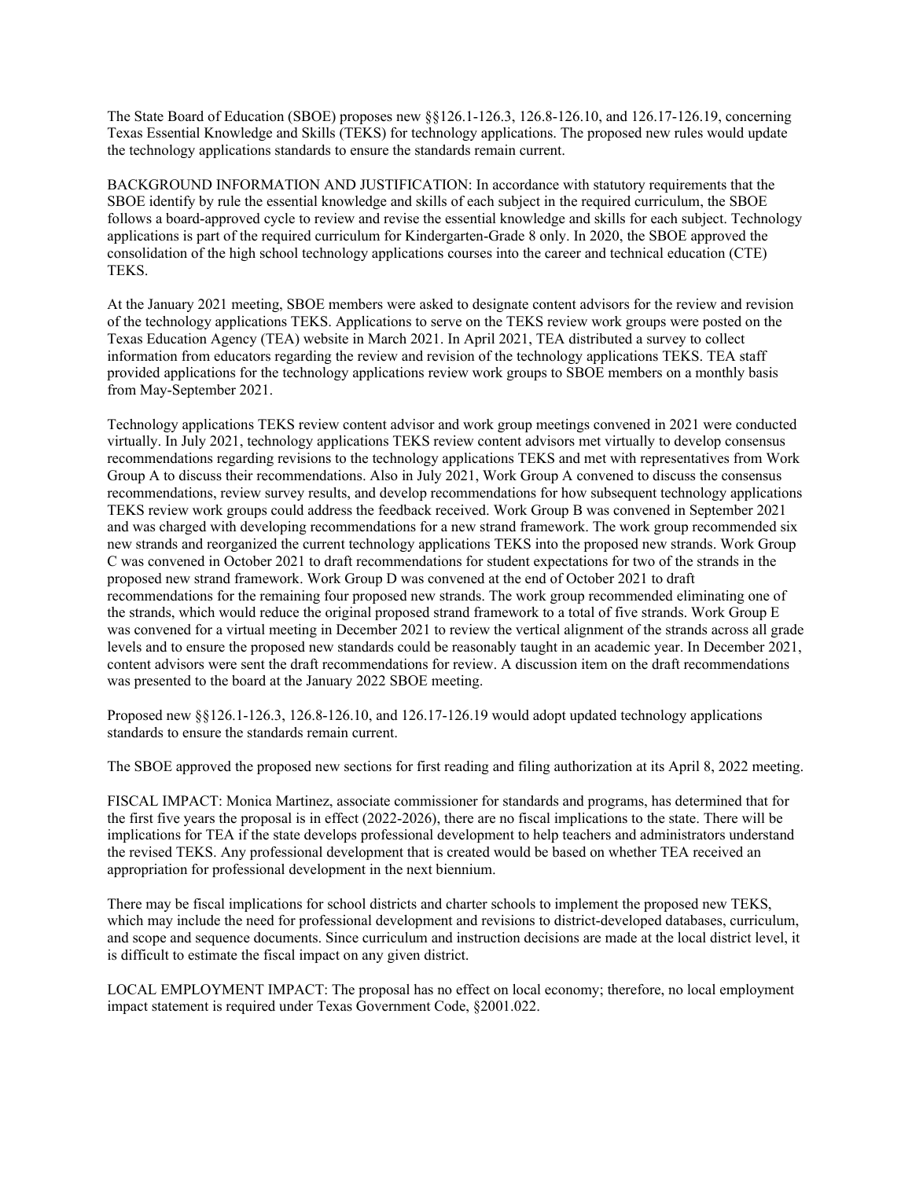The State Board of Education (SBOE) proposes new §§126.1-126.3, 126.8-126.10, and 126.17-126.19, concerning Texas Essential Knowledge and Skills (TEKS) for technology applications. The proposed new rules would update the technology applications standards to ensure the standards remain current.

BACKGROUND INFORMATION AND JUSTIFICATION: In accordance with statutory requirements that the SBOE identify by rule the essential knowledge and skills of each subject in the required curriculum, the SBOE follows a board-approved cycle to review and revise the essential knowledge and skills for each subject. Technology applications is part of the required curriculum for Kindergarten-Grade 8 only. In 2020, the SBOE approved the consolidation of the high school technology applications courses into the career and technical education (CTE) TEKS.

At the January 2021 meeting, SBOE members were asked to designate content advisors for the review and revision of the technology applications TEKS. Applications to serve on the TEKS review work groups were posted on the Texas Education Agency (TEA) website in March 2021. In April 2021, TEA distributed a survey to collect information from educators regarding the review and revision of the technology applications TEKS. TEA staff provided applications for the technology applications review work groups to SBOE members on a monthly basis from May-September 2021.

Technology applications TEKS review content advisor and work group meetings convened in 2021 were conducted virtually. In July 2021, technology applications TEKS review content advisors met virtually to develop consensus recommendations regarding revisions to the technology applications TEKS and met with representatives from Work Group A to discuss their recommendations. Also in July 2021, Work Group A convened to discuss the consensus recommendations, review survey results, and develop recommendations for how subsequent technology applications TEKS review work groups could address the feedback received. Work Group B was convened in September 2021 and was charged with developing recommendations for a new strand framework. The work group recommended six new strands and reorganized the current technology applications TEKS into the proposed new strands. Work Group C was convened in October 2021 to draft recommendations for student expectations for two of the strands in the proposed new strand framework. Work Group D was convened at the end of October 2021 to draft recommendations for the remaining four proposed new strands. The work group recommended eliminating one of the strands, which would reduce the original proposed strand framework to a total of five strands. Work Group E was convened for a virtual meeting in December 2021 to review the vertical alignment of the strands across all grade levels and to ensure the proposed new standards could be reasonably taught in an academic year. In December 2021, content advisors were sent the draft recommendations for review. A discussion item on the draft recommendations was presented to the board at the January 2022 SBOE meeting.

Proposed new §§126.1-126.3, 126.8-126.10, and 126.17-126.19 would adopt updated technology applications standards to ensure the standards remain current.

The SBOE approved the proposed new sections for first reading and filing authorization at its April 8, 2022 meeting.

FISCAL IMPACT: Monica Martinez, associate commissioner for standards and programs, has determined that for the first five years the proposal is in effect (2022-2026), there are no fiscal implications to the state. There will be implications for TEA if the state develops professional development to help teachers and administrators understand the revised TEKS. Any professional development that is created would be based on whether TEA received an appropriation for professional development in the next biennium.

There may be fiscal implications for school districts and charter schools to implement the proposed new TEKS, which may include the need for professional development and revisions to district-developed databases, curriculum, and scope and sequence documents. Since curriculum and instruction decisions are made at the local district level, it is difficult to estimate the fiscal impact on any given district.

LOCAL EMPLOYMENT IMPACT: The proposal has no effect on local economy; therefore, no local employment impact statement is required under Texas Government Code, §2001.022.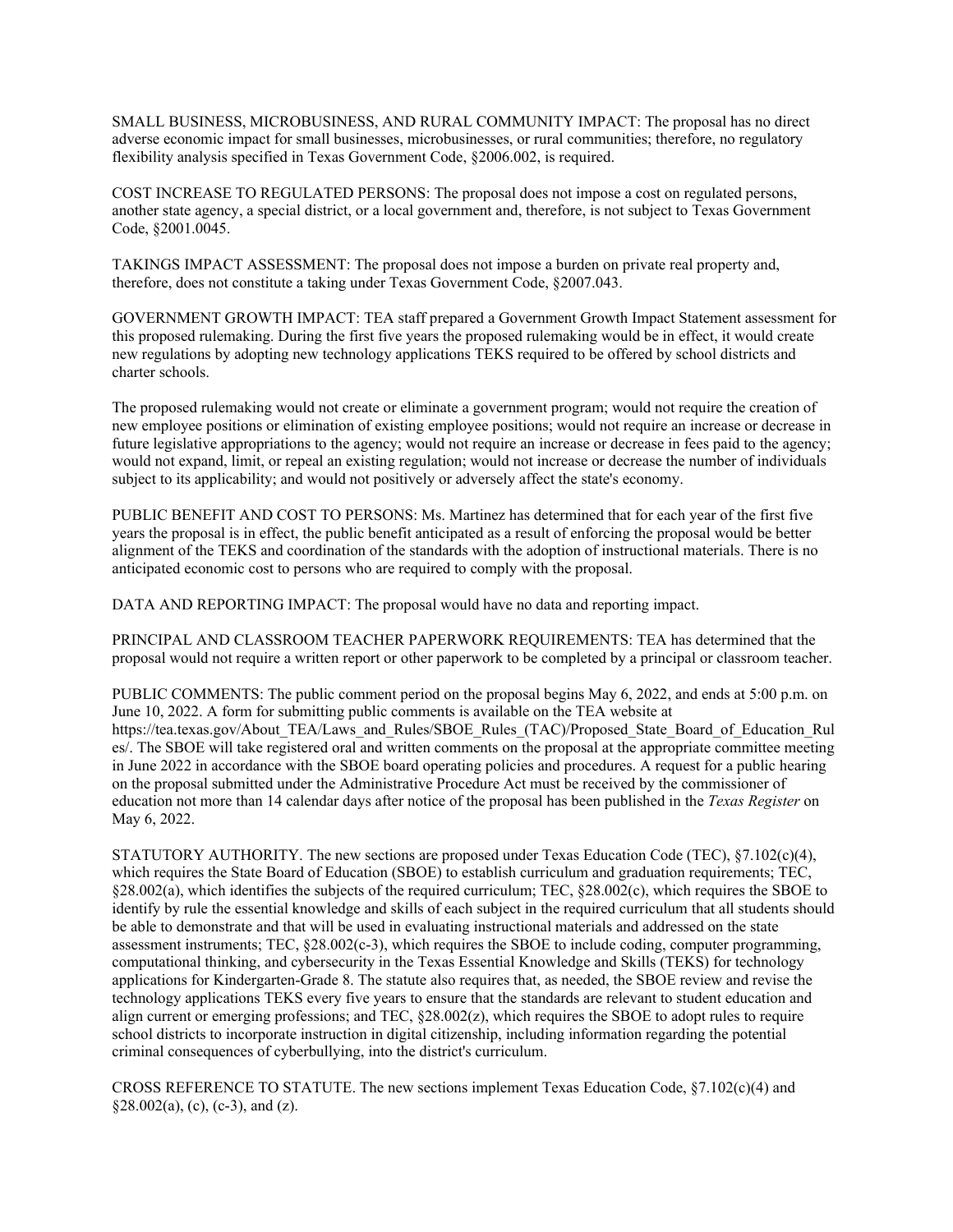SMALL BUSINESS, MICROBUSINESS, AND RURAL COMMUNITY IMPACT: The proposal has no direct adverse economic impact for small businesses, microbusinesses, or rural communities; therefore, no regulatory flexibility analysis specified in Texas Government Code, §2006.002, is required.

COST INCREASE TO REGULATED PERSONS: The proposal does not impose a cost on regulated persons, another state agency, a special district, or a local government and, therefore, is not subject to Texas Government Code, §2001.0045.

TAKINGS IMPACT ASSESSMENT: The proposal does not impose a burden on private real property and, therefore, does not constitute a taking under Texas Government Code, §2007.043.

GOVERNMENT GROWTH IMPACT: TEA staff prepared a Government Growth Impact Statement assessment for this proposed rulemaking. During the first five years the proposed rulemaking would be in effect, it would create new regulations by adopting new technology applications TEKS required to be offered by school districts and charter schools.

The proposed rulemaking would not create or eliminate a government program; would not require the creation of new employee positions or elimination of existing employee positions; would not require an increase or decrease in future legislative appropriations to the agency; would not require an increase or decrease in fees paid to the agency; would not expand, limit, or repeal an existing regulation; would not increase or decrease the number of individuals subject to its applicability; and would not positively or adversely affect the state's economy.

PUBLIC BENEFIT AND COST TO PERSONS: Ms. Martinez has determined that for each year of the first five years the proposal is in effect, the public benefit anticipated as a result of enforcing the proposal would be better alignment of the TEKS and coordination of the standards with the adoption of instructional materials. There is no anticipated economic cost to persons who are required to comply with the proposal.

DATA AND REPORTING IMPACT: The proposal would have no data and reporting impact.

PRINCIPAL AND CLASSROOM TEACHER PAPERWORK REQUIREMENTS: TEA has determined that the proposal would not require a written report or other paperwork to be completed by a principal or classroom teacher.

PUBLIC COMMENTS: The public comment period on the proposal begins May 6, 2022, and ends at 5:00 p.m. on June 10, 2022. A form for submitting public comments is available on the TEA website at https://tea.texas.gov/About_TEA/Laws_and_Rules/SBOE_Rules_(TAC)/Proposed_State_Board_of_Education_Rules/. The SBOE will take registered oral and written comments on the proposal at the appropriate committee meeting in June 2022 in accordance with the SBOE board operating policies and procedures. A request for a public hearing on the proposal submitted under the Administrative Procedure Act must be received by the commissioner of education not more than 14 calendar days after notice of the proposal has been published in the *Texas Register* on May 6, 2022.

STATUTORY AUTHORITY. The new sections are proposed under Texas Education Code (TEC), §7.102(c)(4), which requires the State Board of Education (SBOE) to establish curriculum and graduation requirements; TEC, §28.002(a), which identifies the subjects of the required curriculum; TEC, §28.002(c), which requires the SBOE to identify by rule the essential knowledge and skills of each subject in the required curriculum that all students should be able to demonstrate and that will be used in evaluating instructional materials and addressed on the state assessment instruments; TEC, §28.002(c-3), which requires the SBOE to include coding, computer programming, computational thinking, and cybersecurity in the Texas Essential Knowledge and Skills (TEKS) for technology applications for Kindergarten-Grade 8. The statute also requires that, as needed, the SBOE review and revise the technology applications TEKS every five years to ensure that the standards are relevant to student education and align current or emerging professions; and TEC, §28.002(z), which requires the SBOE to adopt rules to require school districts to incorporate instruction in digital citizenship, including information regarding the potential criminal consequences of cyberbullying, into the district's curriculum.

CROSS REFERENCE TO STATUTE. The new sections implement Texas Education Code, §7.102(c)(4) and §28.002(a), (c), (c-3), and (z).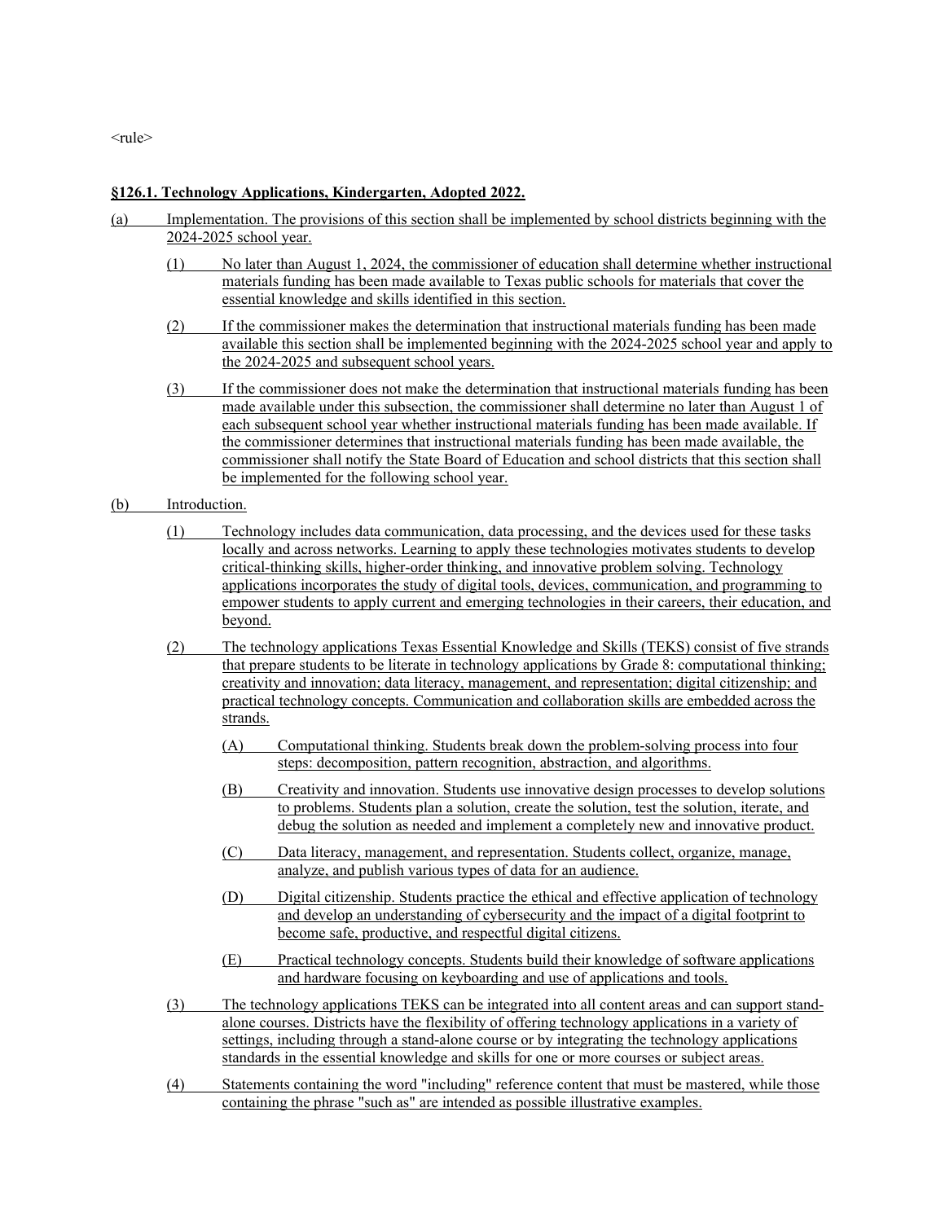<rule>

**§126.1. Technology Applications, Kindergarten, Adopted 2022.**

(a) Implementation. The provisions of this section shall be implemented by school districts beginning with the 2024-2025 school year.

  (1) No later than August 1, 2024, the commissioner of education shall determine whether instructional materials funding has been made available to Texas public schools for materials that cover the essential knowledge and skills identified in this section.

  (2) If the commissioner makes the determination that instructional materials funding has been made available this section shall be implemented beginning with the 2024-2025 school year and apply to the 2024-2025 and subsequent school years.

  (3) If the commissioner does not make the determination that instructional materials funding has been made available under this subsection, the commissioner shall determine no later than August 1 of each subsequent school year whether instructional materials funding has been made available. If the commissioner determines that instructional materials funding has been made available, the commissioner shall notify the State Board of Education and school districts that this section shall be implemented for the following school year.

(b) Introduction.

  (1) Technology includes data communication, data processing, and the devices used for these tasks locally and across networks. Learning to apply these technologies motivates students to develop critical-thinking skills, higher-order thinking, and innovative problem solving. Technology applications incorporates the study of digital tools, devices, communication, and programming to empower students to apply current and emerging technologies in their careers, their education, and beyond.

  (2) The technology applications Texas Essential Knowledge and Skills (TEKS) consist of five strands that prepare students to be literate in technology applications by Grade 8: computational thinking; creativity and innovation; data literacy, management, and representation; digital citizenship; and practical technology concepts. Communication and collaboration skills are embedded across the strands.

    (A) Computational thinking. Students break down the problem-solving process into four steps: decomposition, pattern recognition, abstraction, and algorithms.

    (B) Creativity and innovation. Students use innovative design processes to develop solutions to problems. Students plan a solution, create the solution, test the solution, iterate, and debug the solution as needed and implement a completely new and innovative product.

    (C) Data literacy, management, and representation. Students collect, organize, manage, analyze, and publish various types of data for an audience.

    (D) Digital citizenship. Students practice the ethical and effective application of technology and develop an understanding of cybersecurity and the impact of a digital footprint to become safe, productive, and respectful digital citizens.

    (E) Practical technology concepts. Students build their knowledge of software applications and hardware focusing on keyboarding and use of applications and tools.

  (3) The technology applications TEKS can be integrated into all content areas and can support stand-alone courses. Districts have the flexibility of offering technology applications in a variety of settings, including through a stand-alone course or by integrating the technology applications standards in the essential knowledge and skills for one or more courses or subject areas.

  (4) Statements containing the word "including" reference content that must be mastered, while those containing the phrase "such as" are intended as possible illustrative examples.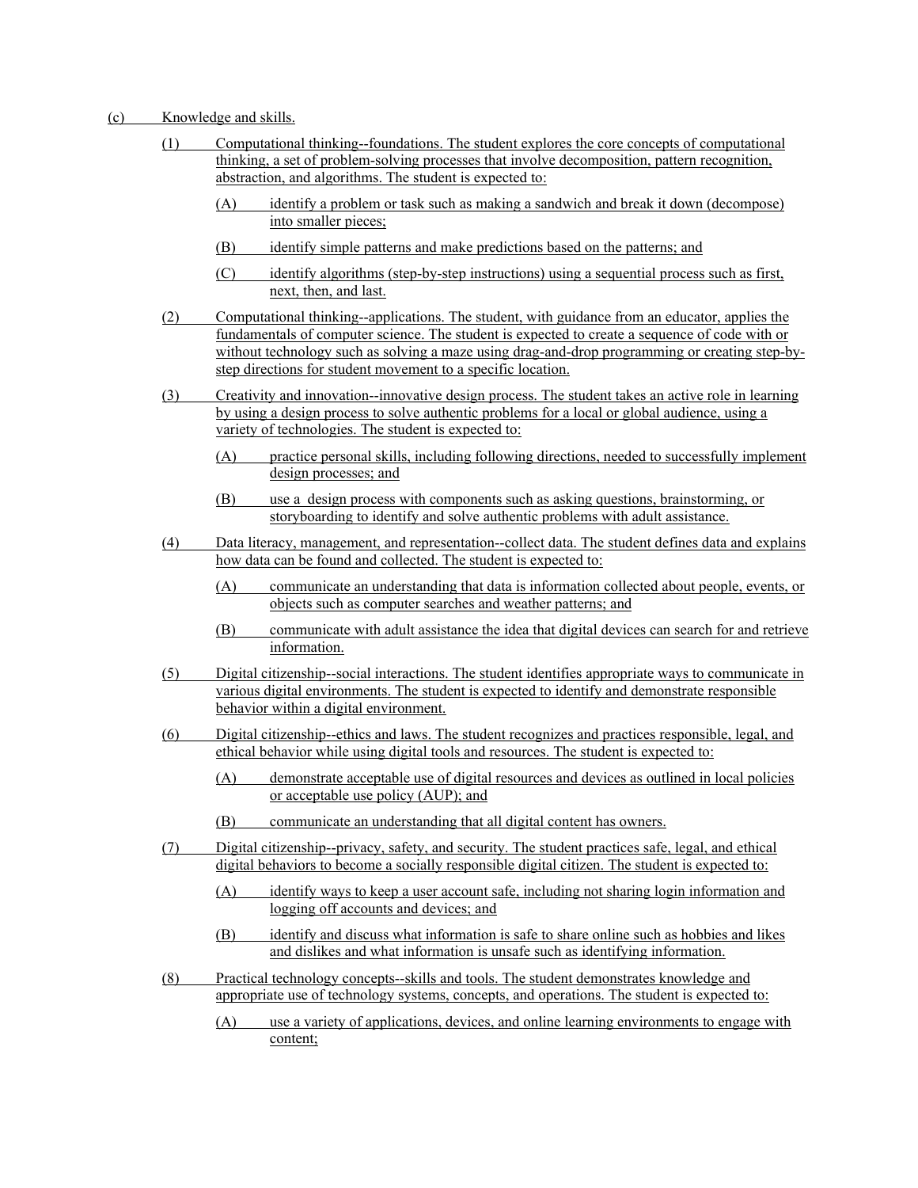(c) Knowledge and skills.

(1) Computational thinking--foundations. The student explores the core concepts of computational thinking, a set of problem-solving processes that involve decomposition, pattern recognition, abstraction, and algorithms. The student is expected to:

(A) identify a problem or task such as making a sandwich and break it down (decompose) into smaller pieces;

(B) identify simple patterns and make predictions based on the patterns; and

(C) identify algorithms (step-by-step instructions) using a sequential process such as first, next, then, and last.

(2) Computational thinking--applications. The student, with guidance from an educator, applies the fundamentals of computer science. The student is expected to create a sequence of code with or without technology such as solving a maze using drag-and-drop programming or creating step-by-step directions for student movement to a specific location.

(3) Creativity and innovation--innovative design process. The student takes an active role in learning by using a design process to solve authentic problems for a local or global audience, using a variety of technologies. The student is expected to:

(A) practice personal skills, including following directions, needed to successfully implement design processes; and

(B) use a design process with components such as asking questions, brainstorming, or storyboarding to identify and solve authentic problems with adult assistance.

(4) Data literacy, management, and representation--collect data. The student defines data and explains how data can be found and collected. The student is expected to:

(A) communicate an understanding that data is information collected about people, events, or objects such as computer searches and weather patterns; and

(B) communicate with adult assistance the idea that digital devices can search for and retrieve information.

(5) Digital citizenship--social interactions. The student identifies appropriate ways to communicate in various digital environments. The student is expected to identify and demonstrate responsible behavior within a digital environment.

(6) Digital citizenship--ethics and laws. The student recognizes and practices responsible, legal, and ethical behavior while using digital tools and resources. The student is expected to:

(A) demonstrate acceptable use of digital resources and devices as outlined in local policies or acceptable use policy (AUP); and

(B) communicate an understanding that all digital content has owners.

(7) Digital citizenship--privacy, safety, and security. The student practices safe, legal, and ethical digital behaviors to become a socially responsible digital citizen. The student is expected to:

(A) identify ways to keep a user account safe, including not sharing login information and logging off accounts and devices; and

(B) identify and discuss what information is safe to share online such as hobbies and likes and dislikes and what information is unsafe such as identifying information.

(8) Practical technology concepts--skills and tools. The student demonstrates knowledge and appropriate use of technology systems, concepts, and operations. The student is expected to:

(A) use a variety of applications, devices, and online learning environments to engage with content;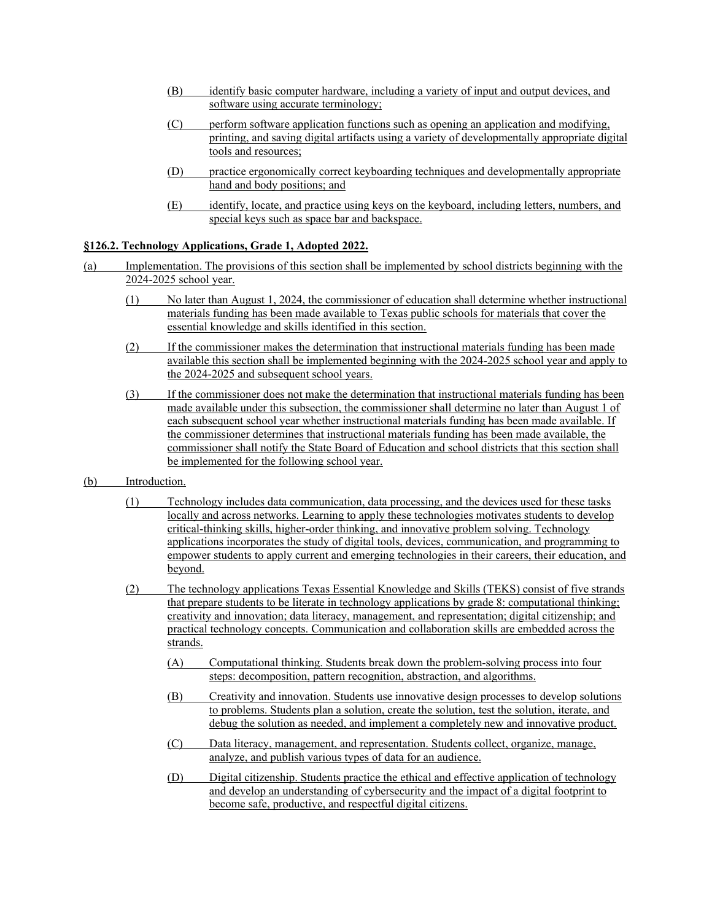(B) identify basic computer hardware, including a variety of input and output devices, and software using accurate terminology;

(C) perform software application functions such as opening an application and modifying, printing, and saving digital artifacts using a variety of developmentally appropriate digital tools and resources;

(D) practice ergonomically correct keyboarding techniques and developmentally appropriate hand and body positions; and

(E) identify, locate, and practice using keys on the keyboard, including letters, numbers, and special keys such as space bar and backspace.

**§126.2. Technology Applications, Grade 1, Adopted 2022.**

(a) Implementation. The provisions of this section shall be implemented by school districts beginning with the 2024-2025 school year.

(1) No later than August 1, 2024, the commissioner of education shall determine whether instructional materials funding has been made available to Texas public schools for materials that cover the essential knowledge and skills identified in this section.

(2) If the commissioner makes the determination that instructional materials funding has been made available this section shall be implemented beginning with the 2024-2025 school year and apply to the 2024-2025 and subsequent school years.

(3) If the commissioner does not make the determination that instructional materials funding has been made available under this subsection, the commissioner shall determine no later than August 1 of each subsequent school year whether instructional materials funding has been made available. If the commissioner determines that instructional materials funding has been made available, the commissioner shall notify the State Board of Education and school districts that this section shall be implemented for the following school year.

(b) Introduction.

(1) Technology includes data communication, data processing, and the devices used for these tasks locally and across networks. Learning to apply these technologies motivates students to develop critical-thinking skills, higher-order thinking, and innovative problem solving. Technology applications incorporates the study of digital tools, devices, communication, and programming to empower students to apply current and emerging technologies in their careers, their education, and beyond.

(2) The technology applications Texas Essential Knowledge and Skills (TEKS) consist of five strands that prepare students to be literate in technology applications by grade 8: computational thinking; creativity and innovation; data literacy, management, and representation; digital citizenship; and practical technology concepts. Communication and collaboration skills are embedded across the strands.

(A) Computational thinking. Students break down the problem-solving process into four steps: decomposition, pattern recognition, abstraction, and algorithms.

(B) Creativity and innovation. Students use innovative design processes to develop solutions to problems. Students plan a solution, create the solution, test the solution, iterate, and debug the solution as needed, and implement a completely new and innovative product.

(C) Data literacy, management, and representation. Students collect, organize, manage, analyze, and publish various types of data for an audience.

(D) Digital citizenship. Students practice the ethical and effective application of technology and develop an understanding of cybersecurity and the impact of a digital footprint to become safe, productive, and respectful digital citizens.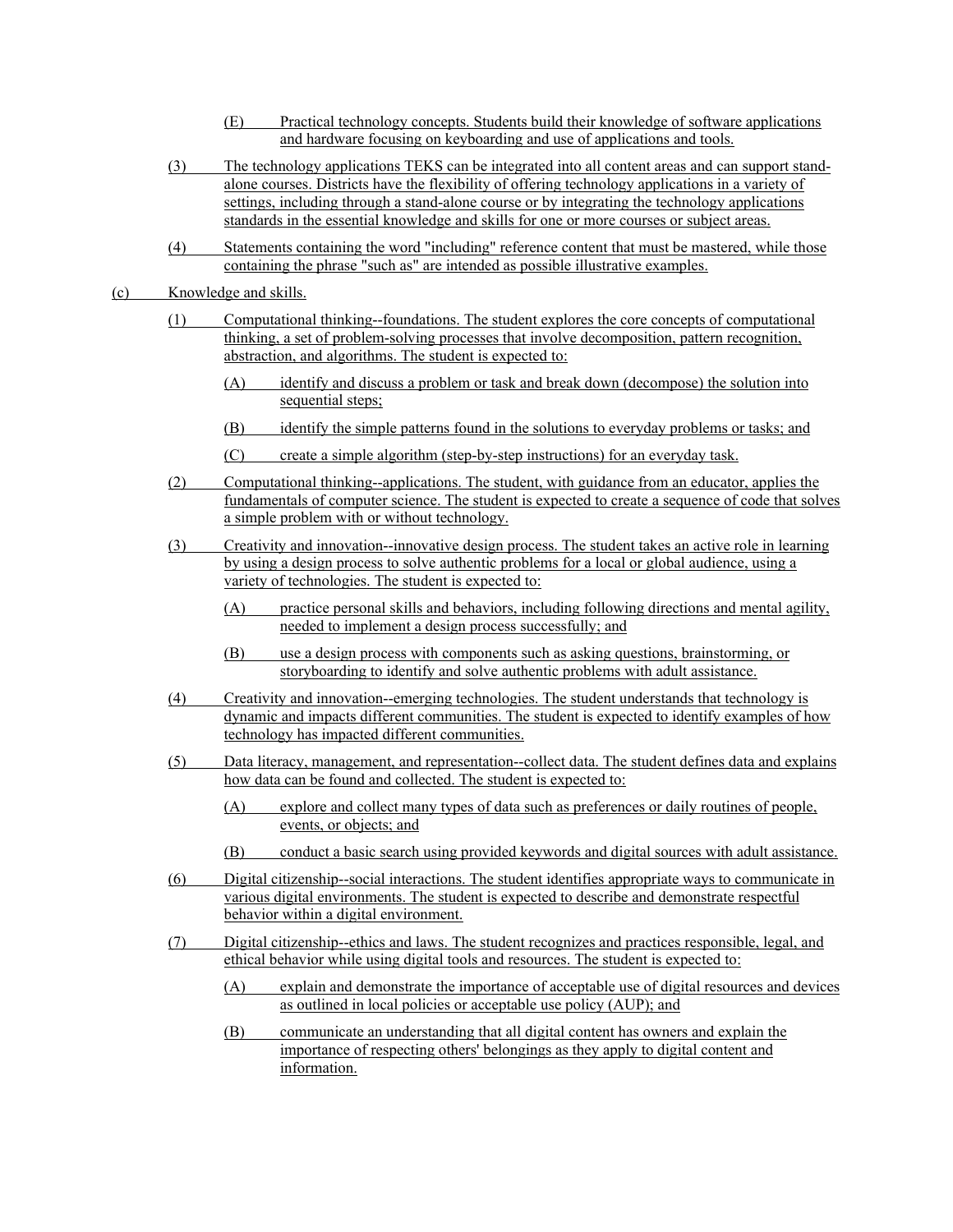(E) Practical technology concepts. Students build their knowledge of software applications and hardware focusing on keyboarding and use of applications and tools.

(3) The technology applications TEKS can be integrated into all content areas and can support stand-alone courses. Districts have the flexibility of offering technology applications in a variety of settings, including through a stand-alone course or by integrating the technology applications standards in the essential knowledge and skills for one or more courses or subject areas.

(4) Statements containing the word "including" reference content that must be mastered, while those containing the phrase "such as" are intended as possible illustrative examples.

(c) Knowledge and skills.

(1) Computational thinking--foundations. The student explores the core concepts of computational thinking, a set of problem-solving processes that involve decomposition, pattern recognition, abstraction, and algorithms. The student is expected to:

(A) identify and discuss a problem or task and break down (decompose) the solution into sequential steps;

(B) identify the simple patterns found in the solutions to everyday problems or tasks; and

(C) create a simple algorithm (step-by-step instructions) for an everyday task.

(2) Computational thinking--applications. The student, with guidance from an educator, applies the fundamentals of computer science. The student is expected to create a sequence of code that solves a simple problem with or without technology.

(3) Creativity and innovation--innovative design process. The student takes an active role in learning by using a design process to solve authentic problems for a local or global audience, using a variety of technologies. The student is expected to:

(A) practice personal skills and behaviors, including following directions and mental agility, needed to implement a design process successfully; and

(B) use a design process with components such as asking questions, brainstorming, or storyboarding to identify and solve authentic problems with adult assistance.

(4) Creativity and innovation--emerging technologies. The student understands that technology is dynamic and impacts different communities. The student is expected to identify examples of how technology has impacted different communities.

(5) Data literacy, management, and representation--collect data. The student defines data and explains how data can be found and collected. The student is expected to:

(A) explore and collect many types of data such as preferences or daily routines of people, events, or objects; and

(B) conduct a basic search using provided keywords and digital sources with adult assistance.

(6) Digital citizenship--social interactions. The student identifies appropriate ways to communicate in various digital environments. The student is expected to describe and demonstrate respectful behavior within a digital environment.

(7) Digital citizenship--ethics and laws. The student recognizes and practices responsible, legal, and ethical behavior while using digital tools and resources. The student is expected to:

(A) explain and demonstrate the importance of acceptable use of digital resources and devices as outlined in local policies or acceptable use policy (AUP); and

(B) communicate an understanding that all digital content has owners and explain the importance of respecting others' belongings as they apply to digital content and information.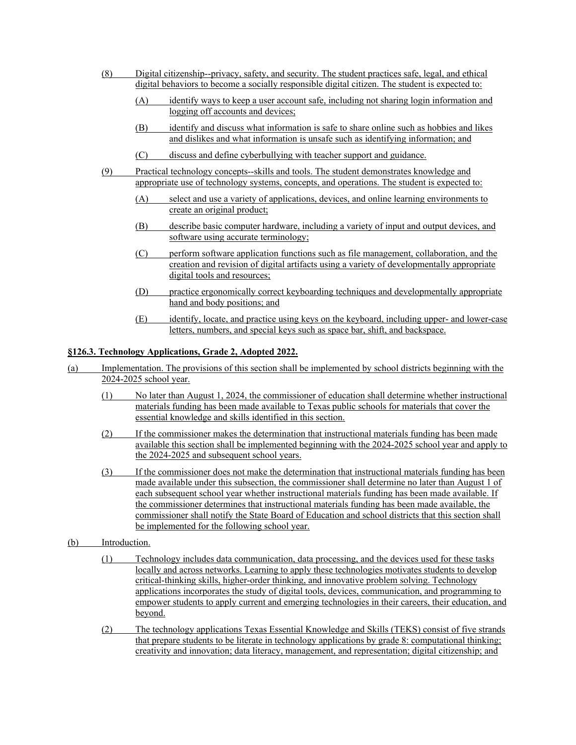(8) Digital citizenship--privacy, safety, and security. The student practices safe, legal, and ethical digital behaviors to become a socially responsible digital citizen. The student is expected to:

(A) identify ways to keep a user account safe, including not sharing login information and logging off accounts and devices;

(B) identify and discuss what information is safe to share online such as hobbies and likes and dislikes and what information is unsafe such as identifying information; and

(C) discuss and define cyberbullying with teacher support and guidance.

(9) Practical technology concepts--skills and tools. The student demonstrates knowledge and appropriate use of technology systems, concepts, and operations. The student is expected to:

(A) select and use a variety of applications, devices, and online learning environments to create an original product;

(B) describe basic computer hardware, including a variety of input and output devices, and software using accurate terminology;

(C) perform software application functions such as file management, collaboration, and the creation and revision of digital artifacts using a variety of developmentally appropriate digital tools and resources;

(D) practice ergonomically correct keyboarding techniques and developmentally appropriate hand and body positions; and

(E) identify, locate, and practice using keys on the keyboard, including upper- and lower-case letters, numbers, and special keys such as space bar, shift, and backspace.

**§126.3. Technology Applications, Grade 2, Adopted 2022.**

(a) Implementation. The provisions of this section shall be implemented by school districts beginning with the 2024-2025 school year.

(1) No later than August 1, 2024, the commissioner of education shall determine whether instructional materials funding has been made available to Texas public schools for materials that cover the essential knowledge and skills identified in this section.

(2) If the commissioner makes the determination that instructional materials funding has been made available this section shall be implemented beginning with the 2024-2025 school year and apply to the 2024-2025 and subsequent school years.

(3) If the commissioner does not make the determination that instructional materials funding has been made available under this subsection, the commissioner shall determine no later than August 1 of each subsequent school year whether instructional materials funding has been made available. If the commissioner determines that instructional materials funding has been made available, the commissioner shall notify the State Board of Education and school districts that this section shall be implemented for the following school year.

(b) Introduction.

(1) Technology includes data communication, data processing, and the devices used for these tasks locally and across networks. Learning to apply these technologies motivates students to develop critical-thinking skills, higher-order thinking, and innovative problem solving. Technology applications incorporates the study of digital tools, devices, communication, and programming to empower students to apply current and emerging technologies in their careers, their education, and beyond.

(2) The technology applications Texas Essential Knowledge and Skills (TEKS) consist of five strands that prepare students to be literate in technology applications by grade 8: computational thinking; creativity and innovation; data literacy, management, and representation; digital citizenship; and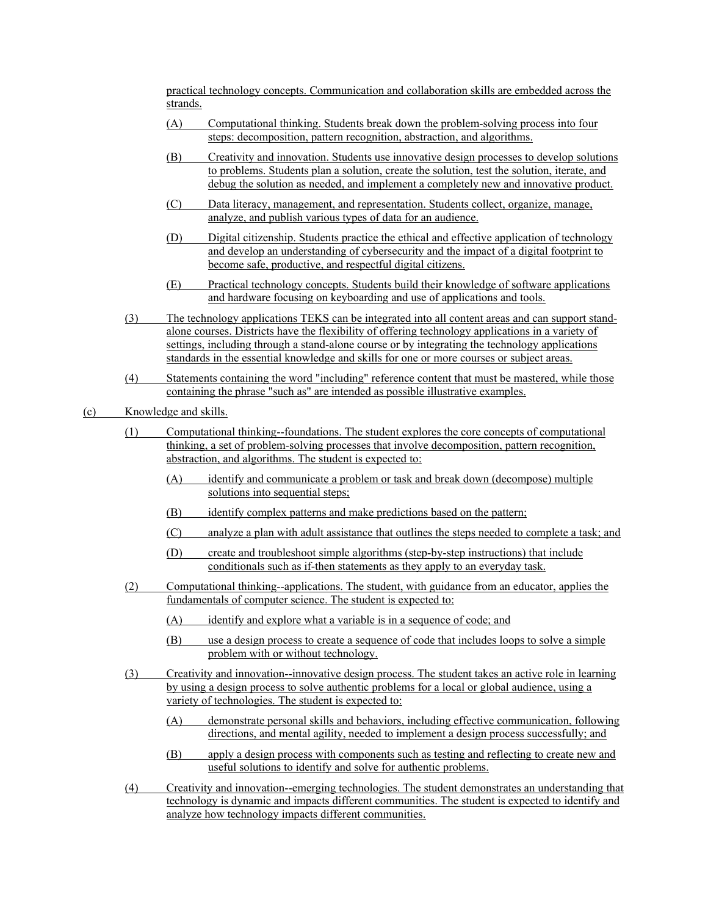practical technology concepts. Communication and collaboration skills are embedded across the strands.

(A) Computational thinking. Students break down the problem-solving process into four steps: decomposition, pattern recognition, abstraction, and algorithms.

(B) Creativity and innovation. Students use innovative design processes to develop solutions to problems. Students plan a solution, create the solution, test the solution, iterate, and debug the solution as needed, and implement a completely new and innovative product.

(C) Data literacy, management, and representation. Students collect, organize, manage, analyze, and publish various types of data for an audience.

(D) Digital citizenship. Students practice the ethical and effective application of technology and develop an understanding of cybersecurity and the impact of a digital footprint to become safe, productive, and respectful digital citizens.

(E) Practical technology concepts. Students build their knowledge of software applications and hardware focusing on keyboarding and use of applications and tools.

(3) The technology applications TEKS can be integrated into all content areas and can support stand-alone courses. Districts have the flexibility of offering technology applications in a variety of settings, including through a stand-alone course or by integrating the technology applications standards in the essential knowledge and skills for one or more courses or subject areas.

(4) Statements containing the word "including" reference content that must be mastered, while those containing the phrase "such as" are intended as possible illustrative examples.

(c) Knowledge and skills.

(1) Computational thinking--foundations. The student explores the core concepts of computational thinking, a set of problem-solving processes that involve decomposition, pattern recognition, abstraction, and algorithms. The student is expected to:

(A) identify and communicate a problem or task and break down (decompose) multiple solutions into sequential steps;

(B) identify complex patterns and make predictions based on the pattern;

(C) analyze a plan with adult assistance that outlines the steps needed to complete a task; and

(D) create and troubleshoot simple algorithms (step-by-step instructions) that include conditionals such as if-then statements as they apply to an everyday task.

(2) Computational thinking--applications. The student, with guidance from an educator, applies the fundamentals of computer science. The student is expected to:

(A) identify and explore what a variable is in a sequence of code; and

(B) use a design process to create a sequence of code that includes loops to solve a simple problem with or without technology.

(3) Creativity and innovation--innovative design process. The student takes an active role in learning by using a design process to solve authentic problems for a local or global audience, using a variety of technologies. The student is expected to:

(A) demonstrate personal skills and behaviors, including effective communication, following directions, and mental agility, needed to implement a design process successfully; and

(B) apply a design process with components such as testing and reflecting to create new and useful solutions to identify and solve for authentic problems.

(4) Creativity and innovation--emerging technologies. The student demonstrates an understanding that technology is dynamic and impacts different communities. The student is expected to identify and analyze how technology impacts different communities.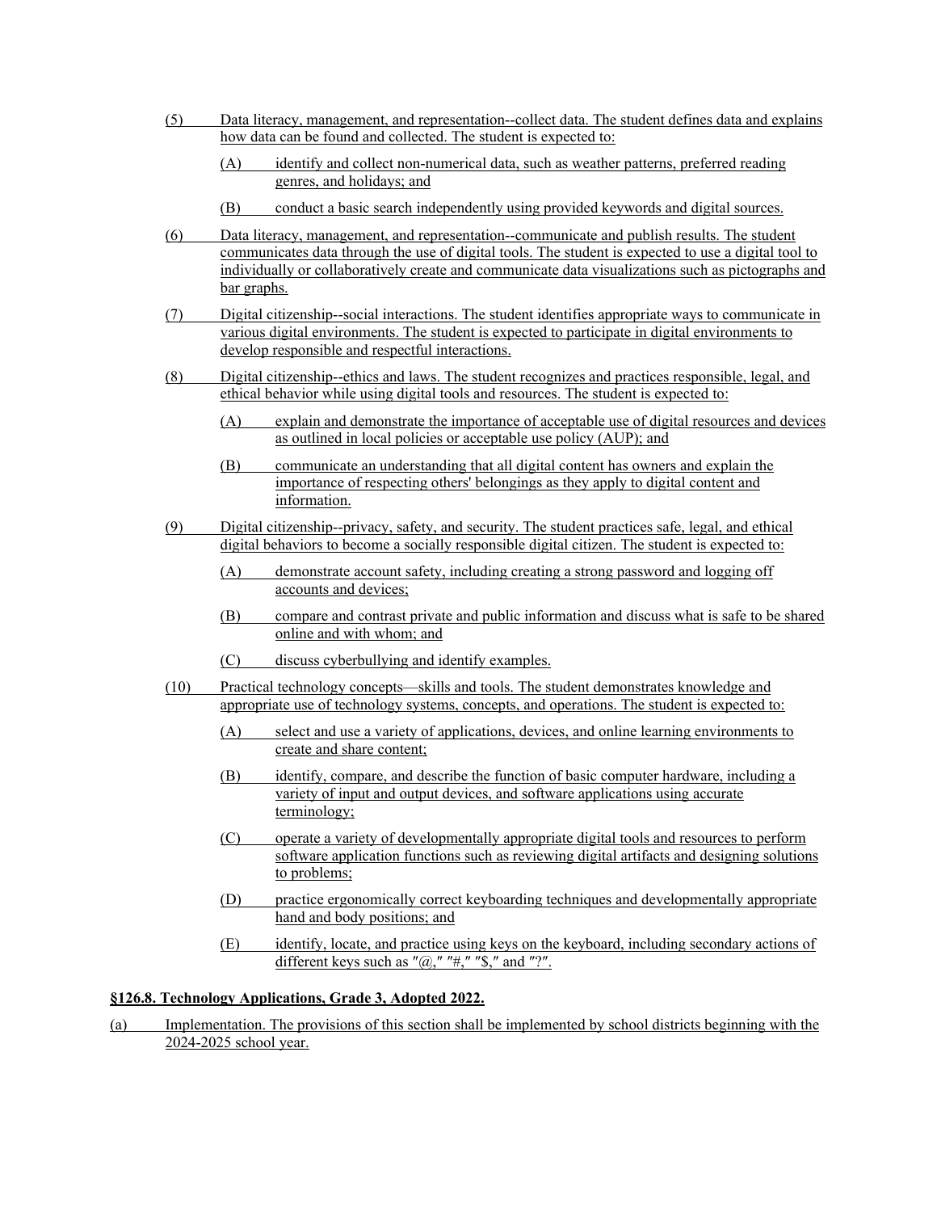(5) Data literacy, management, and representation--collect data. The student defines data and explains how data can be found and collected. The student is expected to:

(A) identify and collect non-numerical data, such as weather patterns, preferred reading genres, and holidays; and

(B) conduct a basic search independently using provided keywords and digital sources.

(6) Data literacy, management, and representation--communicate and publish results. The student communicates data through the use of digital tools. The student is expected to use a digital tool to individually or collaboratively create and communicate data visualizations such as pictographs and bar graphs.

(7) Digital citizenship--social interactions. The student identifies appropriate ways to communicate in various digital environments. The student is expected to participate in digital environments to develop responsible and respectful interactions.

(8) Digital citizenship--ethics and laws. The student recognizes and practices responsible, legal, and ethical behavior while using digital tools and resources. The student is expected to:

(A) explain and demonstrate the importance of acceptable use of digital resources and devices as outlined in local policies or acceptable use policy (AUP); and

(B) communicate an understanding that all digital content has owners and explain the importance of respecting others' belongings as they apply to digital content and information.

(9) Digital citizenship--privacy, safety, and security. The student practices safe, legal, and ethical digital behaviors to become a socially responsible digital citizen. The student is expected to:

(A) demonstrate account safety, including creating a strong password and logging off accounts and devices;

(B) compare and contrast private and public information and discuss what is safe to be shared online and with whom; and

(C) discuss cyberbullying and identify examples.

(10) Practical technology concepts—skills and tools. The student demonstrates knowledge and appropriate use of technology systems, concepts, and operations. The student is expected to:

(A) select and use a variety of applications, devices, and online learning environments to create and share content;

(B) identify, compare, and describe the function of basic computer hardware, including a variety of input and output devices, and software applications using accurate terminology;

(C) operate a variety of developmentally appropriate digital tools and resources to perform software application functions such as reviewing digital artifacts and designing solutions to problems;

(D) practice ergonomically correct keyboarding techniques and developmentally appropriate hand and body positions; and

(E) identify, locate, and practice using keys on the keyboard, including secondary actions of different keys such as "@," "#," "$," and "?".

**§126.8. Technology Applications, Grade 3, Adopted 2022.**

(a) Implementation. The provisions of this section shall be implemented by school districts beginning with the 2024-2025 school year.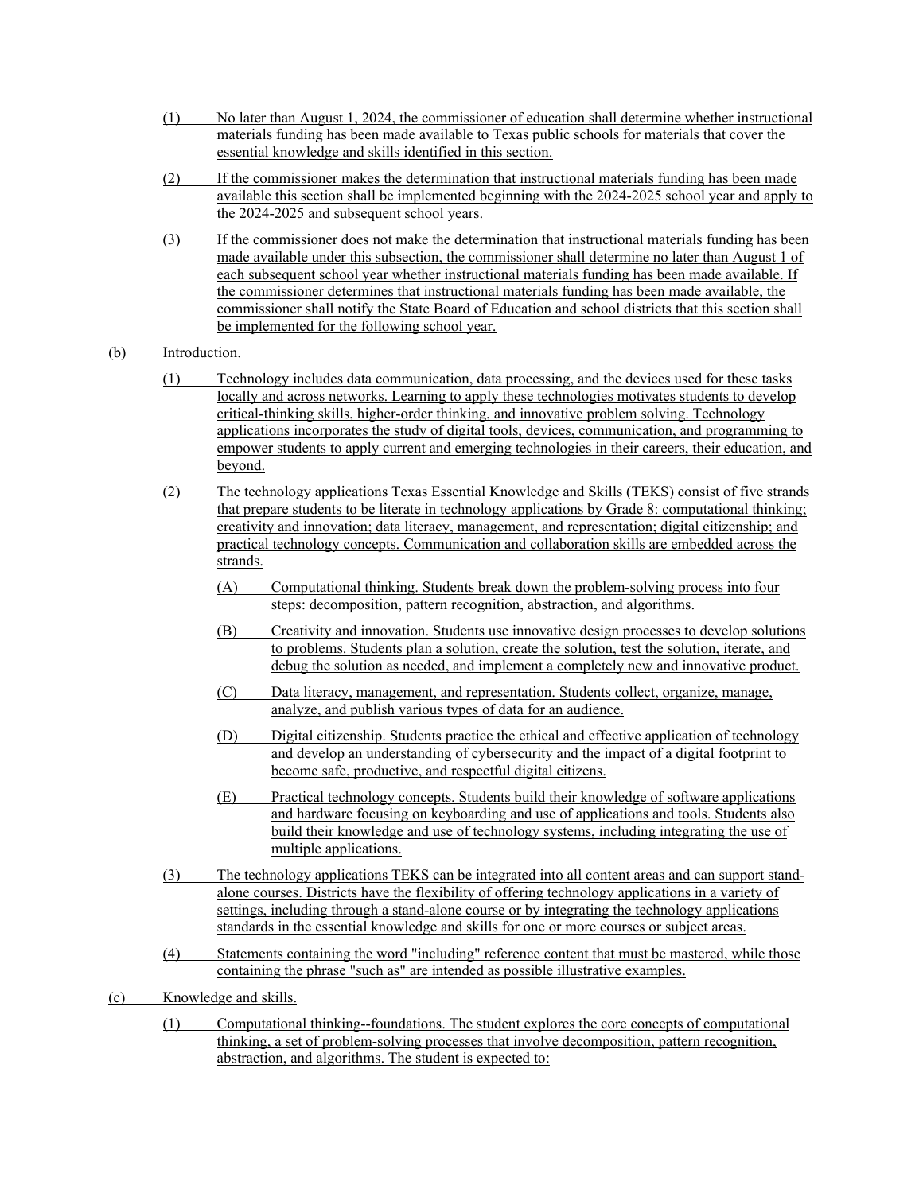(1) No later than August 1, 2024, the commissioner of education shall determine whether instructional materials funding has been made available to Texas public schools for materials that cover the essential knowledge and skills identified in this section.

(2) If the commissioner makes the determination that instructional materials funding has been made available this section shall be implemented beginning with the 2024-2025 school year and apply to the 2024-2025 and subsequent school years.

(3) If the commissioner does not make the determination that instructional materials funding has been made available under this subsection, the commissioner shall determine no later than August 1 of each subsequent school year whether instructional materials funding has been made available. If the commissioner determines that instructional materials funding has been made available, the commissioner shall notify the State Board of Education and school districts that this section shall be implemented for the following school year.

(b) Introduction.

(1) Technology includes data communication, data processing, and the devices used for these tasks locally and across networks. Learning to apply these technologies motivates students to develop critical-thinking skills, higher-order thinking, and innovative problem solving. Technology applications incorporates the study of digital tools, devices, communication, and programming to empower students to apply current and emerging technologies in their careers, their education, and beyond.

(2) The technology applications Texas Essential Knowledge and Skills (TEKS) consist of five strands that prepare students to be literate in technology applications by Grade 8: computational thinking; creativity and innovation; data literacy, management, and representation; digital citizenship; and practical technology concepts. Communication and collaboration skills are embedded across the strands.

(A) Computational thinking. Students break down the problem-solving process into four steps: decomposition, pattern recognition, abstraction, and algorithms.

(B) Creativity and innovation. Students use innovative design processes to develop solutions to problems. Students plan a solution, create the solution, test the solution, iterate, and debug the solution as needed, and implement a completely new and innovative product.

(C) Data literacy, management, and representation. Students collect, organize, manage, analyze, and publish various types of data for an audience.

(D) Digital citizenship. Students practice the ethical and effective application of technology and develop an understanding of cybersecurity and the impact of a digital footprint to become safe, productive, and respectful digital citizens.

(E) Practical technology concepts. Students build their knowledge of software applications and hardware focusing on keyboarding and use of applications and tools. Students also build their knowledge and use of technology systems, including integrating the use of multiple applications.

(3) The technology applications TEKS can be integrated into all content areas and can support stand-alone courses. Districts have the flexibility of offering technology applications in a variety of settings, including through a stand-alone course or by integrating the technology applications standards in the essential knowledge and skills for one or more courses or subject areas.

(4) Statements containing the word "including" reference content that must be mastered, while those containing the phrase "such as" are intended as possible illustrative examples.

(c) Knowledge and skills.

(1) Computational thinking--foundations. The student explores the core concepts of computational thinking, a set of problem-solving processes that involve decomposition, pattern recognition, abstraction, and algorithms. The student is expected to: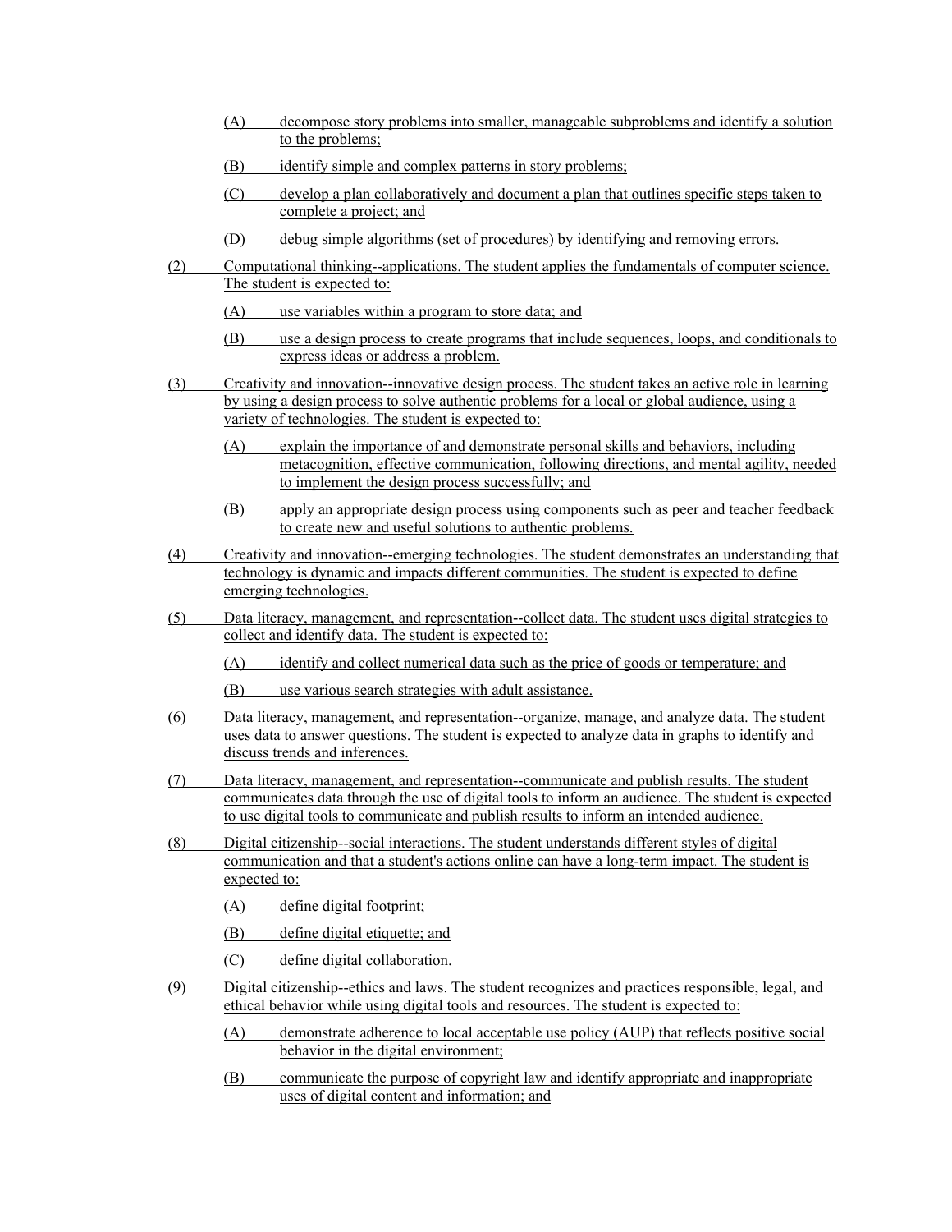(A) decompose story problems into smaller, manageable subproblems and identify a solution to the problems;

(B) identify simple and complex patterns in story problems;

(C) develop a plan collaboratively and document a plan that outlines specific steps taken to complete a project; and

(D) debug simple algorithms (set of procedures) by identifying and removing errors.

(2) Computational thinking--applications. The student applies the fundamentals of computer science. The student is expected to:

(A) use variables within a program to store data; and

(B) use a design process to create programs that include sequences, loops, and conditionals to express ideas or address a problem.

(3) Creativity and innovation--innovative design process. The student takes an active role in learning by using a design process to solve authentic problems for a local or global audience, using a variety of technologies. The student is expected to:

(A) explain the importance of and demonstrate personal skills and behaviors, including metacognition, effective communication, following directions, and mental agility, needed to implement the design process successfully; and

(B) apply an appropriate design process using components such as peer and teacher feedback to create new and useful solutions to authentic problems.

(4) Creativity and innovation--emerging technologies. The student demonstrates an understanding that technology is dynamic and impacts different communities. The student is expected to define emerging technologies.

(5) Data literacy, management, and representation--collect data. The student uses digital strategies to collect and identify data. The student is expected to:

(A) identify and collect numerical data such as the price of goods or temperature; and

(B) use various search strategies with adult assistance.

(6) Data literacy, management, and representation--organize, manage, and analyze data. The student uses data to answer questions. The student is expected to analyze data in graphs to identify and discuss trends and inferences.

(7) Data literacy, management, and representation--communicate and publish results. The student communicates data through the use of digital tools to inform an audience. The student is expected to use digital tools to communicate and publish results to inform an intended audience.

(8) Digital citizenship--social interactions. The student understands different styles of digital communication and that a student's actions online can have a long-term impact. The student is expected to:

(A) define digital footprint;

(B) define digital etiquette; and

(C) define digital collaboration.

(9) Digital citizenship--ethics and laws. The student recognizes and practices responsible, legal, and ethical behavior while using digital tools and resources. The student is expected to:

(A) demonstrate adherence to local acceptable use policy (AUP) that reflects positive social behavior in the digital environment;

(B) communicate the purpose of copyright law and identify appropriate and inappropriate uses of digital content and information; and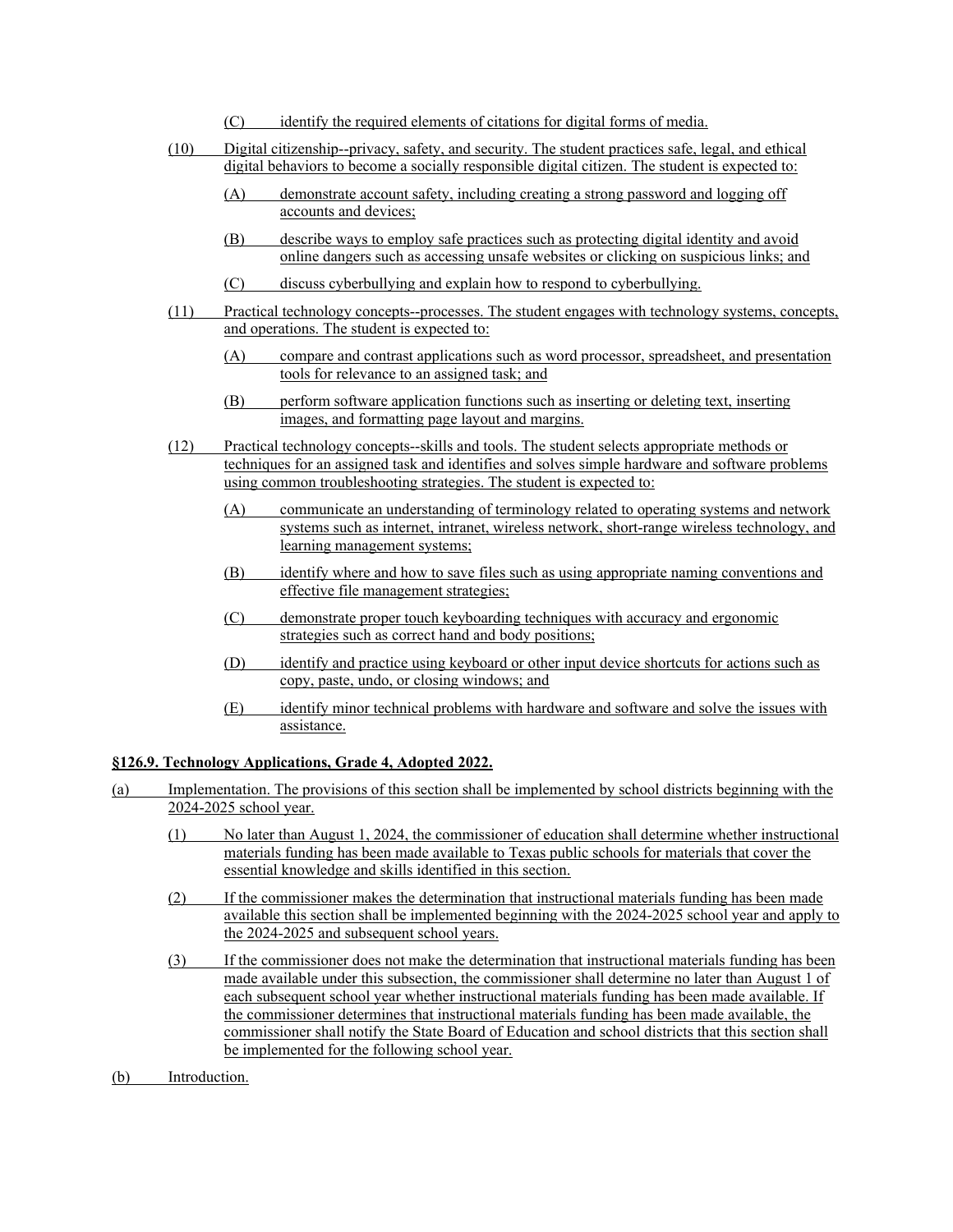(C) identify the required elements of citations for digital forms of media.

(10) Digital citizenship--privacy, safety, and security. The student practices safe, legal, and ethical digital behaviors to become a socially responsible digital citizen. The student is expected to:

(A) demonstrate account safety, including creating a strong password and logging off accounts and devices;

(B) describe ways to employ safe practices such as protecting digital identity and avoid online dangers such as accessing unsafe websites or clicking on suspicious links; and

(C) discuss cyberbullying and explain how to respond to cyberbullying.

(11) Practical technology concepts--processes. The student engages with technology systems, concepts, and operations. The student is expected to:

(A) compare and contrast applications such as word processor, spreadsheet, and presentation tools for relevance to an assigned task; and

(B) perform software application functions such as inserting or deleting text, inserting images, and formatting page layout and margins.

(12) Practical technology concepts--skills and tools. The student selects appropriate methods or techniques for an assigned task and identifies and solves simple hardware and software problems using common troubleshooting strategies. The student is expected to:

(A) communicate an understanding of terminology related to operating systems and network systems such as internet, intranet, wireless network, short-range wireless technology, and learning management systems;

(B) identify where and how to save files such as using appropriate naming conventions and effective file management strategies;

(C) demonstrate proper touch keyboarding techniques with accuracy and ergonomic strategies such as correct hand and body positions;

(D) identify and practice using keyboard or other input device shortcuts for actions such as copy, paste, undo, or closing windows; and

(E) identify minor technical problems with hardware and software and solve the issues with assistance.

**§126.9. Technology Applications, Grade 4, Adopted 2022.**

(a) Implementation. The provisions of this section shall be implemented by school districts beginning with the 2024-2025 school year.

(1) No later than August 1, 2024, the commissioner of education shall determine whether instructional materials funding has been made available to Texas public schools for materials that cover the essential knowledge and skills identified in this section.

(2) If the commissioner makes the determination that instructional materials funding has been made available this section shall be implemented beginning with the 2024-2025 school year and apply to the 2024-2025 and subsequent school years.

(3) If the commissioner does not make the determination that instructional materials funding has been made available under this subsection, the commissioner shall determine no later than August 1 of each subsequent school year whether instructional materials funding has been made available. If the commissioner determines that instructional materials funding has been made available, the commissioner shall notify the State Board of Education and school districts that this section shall be implemented for the following school year.

(b) Introduction.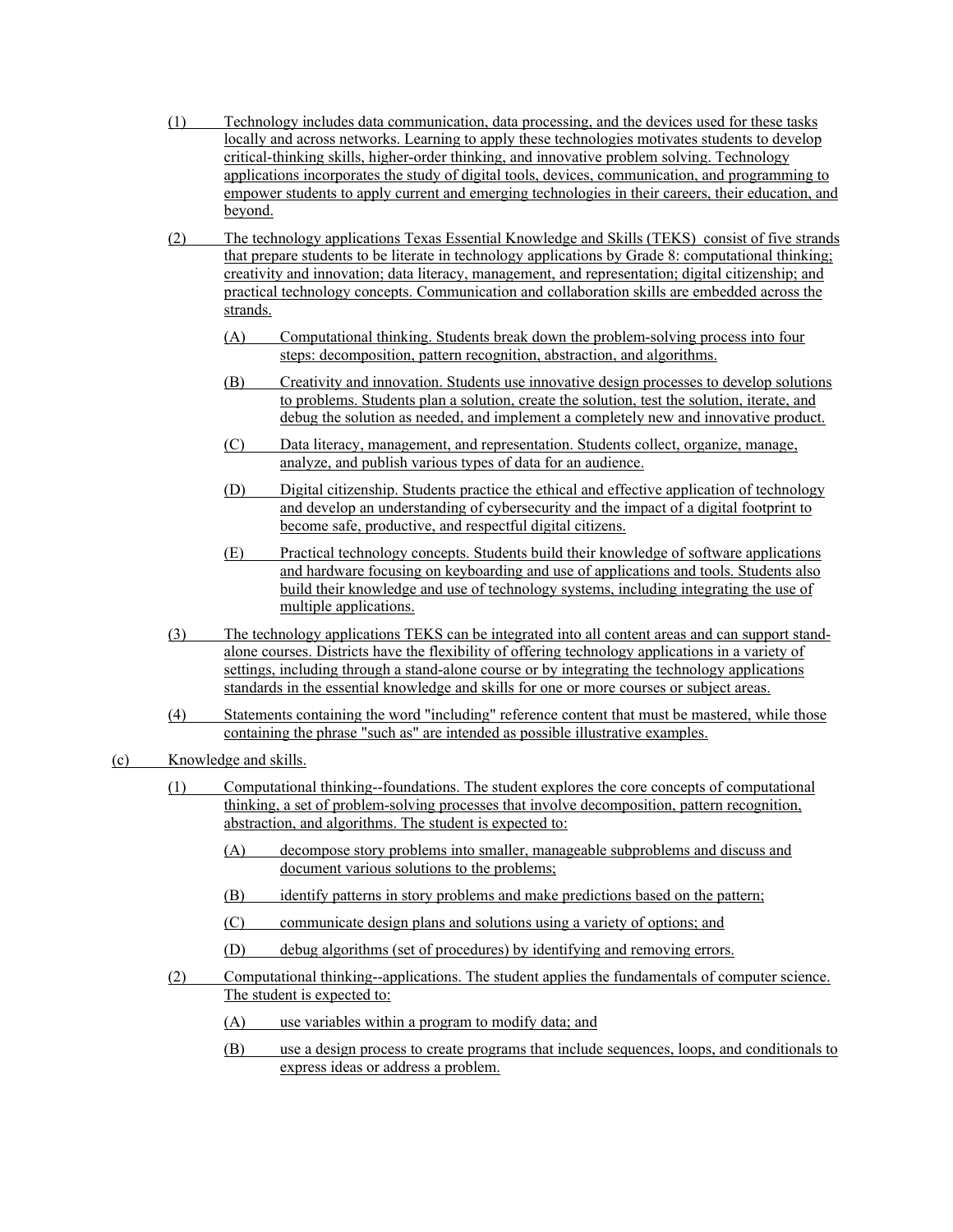(1) Technology includes data communication, data processing, and the devices used for these tasks locally and across networks. Learning to apply these technologies motivates students to develop critical-thinking skills, higher-order thinking, and innovative problem solving. Technology applications incorporates the study of digital tools, devices, communication, and programming to empower students to apply current and emerging technologies in their careers, their education, and beyond.

(2) The technology applications Texas Essential Knowledge and Skills (TEKS) consist of five strands that prepare students to be literate in technology applications by Grade 8: computational thinking; creativity and innovation; data literacy, management, and representation; digital citizenship; and practical technology concepts. Communication and collaboration skills are embedded across the strands.

(A) Computational thinking. Students break down the problem-solving process into four steps: decomposition, pattern recognition, abstraction, and algorithms.

(B) Creativity and innovation. Students use innovative design processes to develop solutions to problems. Students plan a solution, create the solution, test the solution, iterate, and debug the solution as needed, and implement a completely new and innovative product.

(C) Data literacy, management, and representation. Students collect, organize, manage, analyze, and publish various types of data for an audience.

(D) Digital citizenship. Students practice the ethical and effective application of technology and develop an understanding of cybersecurity and the impact of a digital footprint to become safe, productive, and respectful digital citizens.

(E) Practical technology concepts. Students build their knowledge of software applications and hardware focusing on keyboarding and use of applications and tools. Students also build their knowledge and use of technology systems, including integrating the use of multiple applications.

(3) The technology applications TEKS can be integrated into all content areas and can support stand-alone courses. Districts have the flexibility of offering technology applications in a variety of settings, including through a stand-alone course or by integrating the technology applications standards in the essential knowledge and skills for one or more courses or subject areas.

(4) Statements containing the word "including" reference content that must be mastered, while those containing the phrase "such as" are intended as possible illustrative examples.

(c) Knowledge and skills.

(1) Computational thinking--foundations. The student explores the core concepts of computational thinking, a set of problem-solving processes that involve decomposition, pattern recognition, abstraction, and algorithms. The student is expected to:

(A) decompose story problems into smaller, manageable subproblems and discuss and document various solutions to the problems;

(B) identify patterns in story problems and make predictions based on the pattern;

(C) communicate design plans and solutions using a variety of options; and

(D) debug algorithms (set of procedures) by identifying and removing errors.

(2) Computational thinking--applications. The student applies the fundamentals of computer science. The student is expected to:

(A) use variables within a program to modify data; and

(B) use a design process to create programs that include sequences, loops, and conditionals to express ideas or address a problem.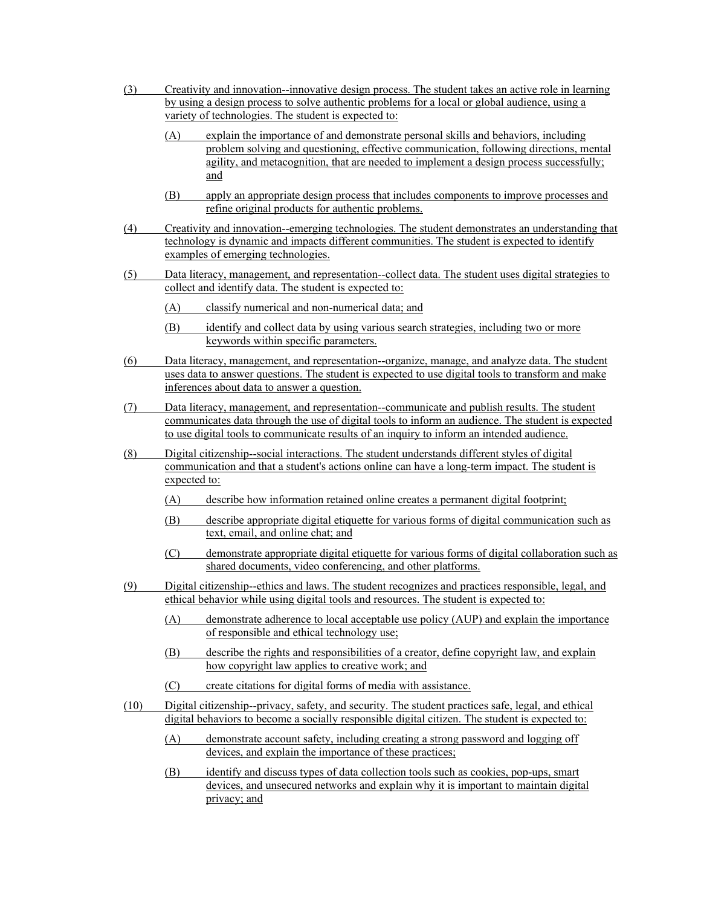(3) Creativity and innovation--innovative design process. The student takes an active role in learning by using a design process to solve authentic problems for a local or global audience, using a variety of technologies. The student is expected to:

  (A) explain the importance of and demonstrate personal skills and behaviors, including problem solving and questioning, effective communication, following directions, mental agility, and metacognition, that are needed to implement a design process successfully; and

  (B) apply an appropriate design process that includes components to improve processes and refine original products for authentic problems.

(4) Creativity and innovation--emerging technologies. The student demonstrates an understanding that technology is dynamic and impacts different communities. The student is expected to identify examples of emerging technologies.

(5) Data literacy, management, and representation--collect data. The student uses digital strategies to collect and identify data. The student is expected to:

  (A) classify numerical and non-numerical data; and

  (B) identify and collect data by using various search strategies, including two or more keywords within specific parameters.

(6) Data literacy, management, and representation--organize, manage, and analyze data. The student uses data to answer questions. The student is expected to use digital tools to transform and make inferences about data to answer a question.

(7) Data literacy, management, and representation--communicate and publish results. The student communicates data through the use of digital tools to inform an audience. The student is expected to use digital tools to communicate results of an inquiry to inform an intended audience.

(8) Digital citizenship--social interactions. The student understands different styles of digital communication and that a student's actions online can have a long-term impact. The student is expected to:

  (A) describe how information retained online creates a permanent digital footprint;

  (B) describe appropriate digital etiquette for various forms of digital communication such as text, email, and online chat; and

  (C) demonstrate appropriate digital etiquette for various forms of digital collaboration such as shared documents, video conferencing, and other platforms.

(9) Digital citizenship--ethics and laws. The student recognizes and practices responsible, legal, and ethical behavior while using digital tools and resources. The student is expected to:

  (A) demonstrate adherence to local acceptable use policy (AUP) and explain the importance of responsible and ethical technology use;

  (B) describe the rights and responsibilities of a creator, define copyright law, and explain how copyright law applies to creative work; and

  (C) create citations for digital forms of media with assistance.

(10) Digital citizenship--privacy, safety, and security. The student practices safe, legal, and ethical digital behaviors to become a socially responsible digital citizen. The student is expected to:

  (A) demonstrate account safety, including creating a strong password and logging off devices, and explain the importance of these practices;

  (B) identify and discuss types of data collection tools such as cookies, pop-ups, smart devices, and unsecured networks and explain why it is important to maintain digital privacy; and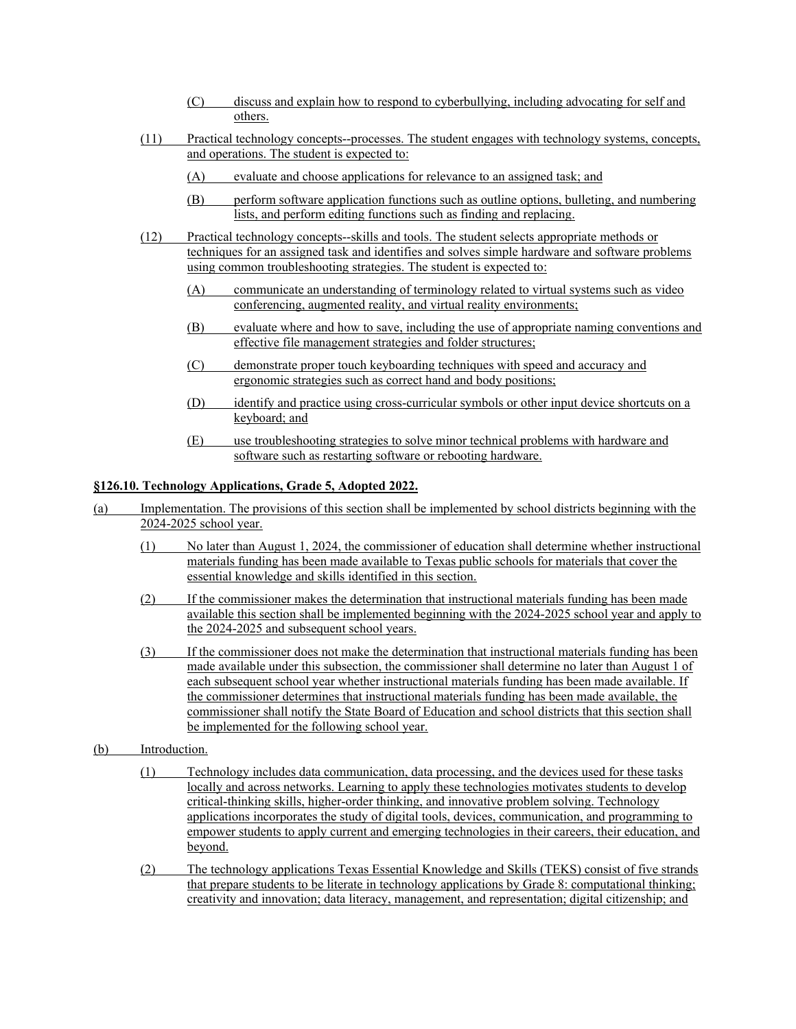(C) discuss and explain how to respond to cyberbullying, including advocating for self and others.

(11) Practical technology concepts--processes. The student engages with technology systems, concepts, and operations. The student is expected to:

(A) evaluate and choose applications for relevance to an assigned task; and

(B) perform software application functions such as outline options, bulleting, and numbering lists, and perform editing functions such as finding and replacing.

(12) Practical technology concepts--skills and tools. The student selects appropriate methods or techniques for an assigned task and identifies and solves simple hardware and software problems using common troubleshooting strategies. The student is expected to:

(A) communicate an understanding of terminology related to virtual systems such as video conferencing, augmented reality, and virtual reality environments;

(B) evaluate where and how to save, including the use of appropriate naming conventions and effective file management strategies and folder structures;

(C) demonstrate proper touch keyboarding techniques with speed and accuracy and ergonomic strategies such as correct hand and body positions;

(D) identify and practice using cross-curricular symbols or other input device shortcuts on a keyboard; and

(E) use troubleshooting strategies to solve minor technical problems with hardware and software such as restarting software or rebooting hardware.

**§126.10. Technology Applications, Grade 5, Adopted 2022.**

(a) Implementation. The provisions of this section shall be implemented by school districts beginning with the 2024-2025 school year.

(1) No later than August 1, 2024, the commissioner of education shall determine whether instructional materials funding has been made available to Texas public schools for materials that cover the essential knowledge and skills identified in this section.

(2) If the commissioner makes the determination that instructional materials funding has been made available this section shall be implemented beginning with the 2024-2025 school year and apply to the 2024-2025 and subsequent school years.

(3) If the commissioner does not make the determination that instructional materials funding has been made available under this subsection, the commissioner shall determine no later than August 1 of each subsequent school year whether instructional materials funding has been made available. If the commissioner determines that instructional materials funding has been made available, the commissioner shall notify the State Board of Education and school districts that this section shall be implemented for the following school year.

(b) Introduction.

(1) Technology includes data communication, data processing, and the devices used for these tasks locally and across networks. Learning to apply these technologies motivates students to develop critical-thinking skills, higher-order thinking, and innovative problem solving. Technology applications incorporates the study of digital tools, devices, communication, and programming to empower students to apply current and emerging technologies in their careers, their education, and beyond.

(2) The technology applications Texas Essential Knowledge and Skills (TEKS) consist of five strands that prepare students to be literate in technology applications by Grade 8: computational thinking; creativity and innovation; data literacy, management, and representation; digital citizenship; and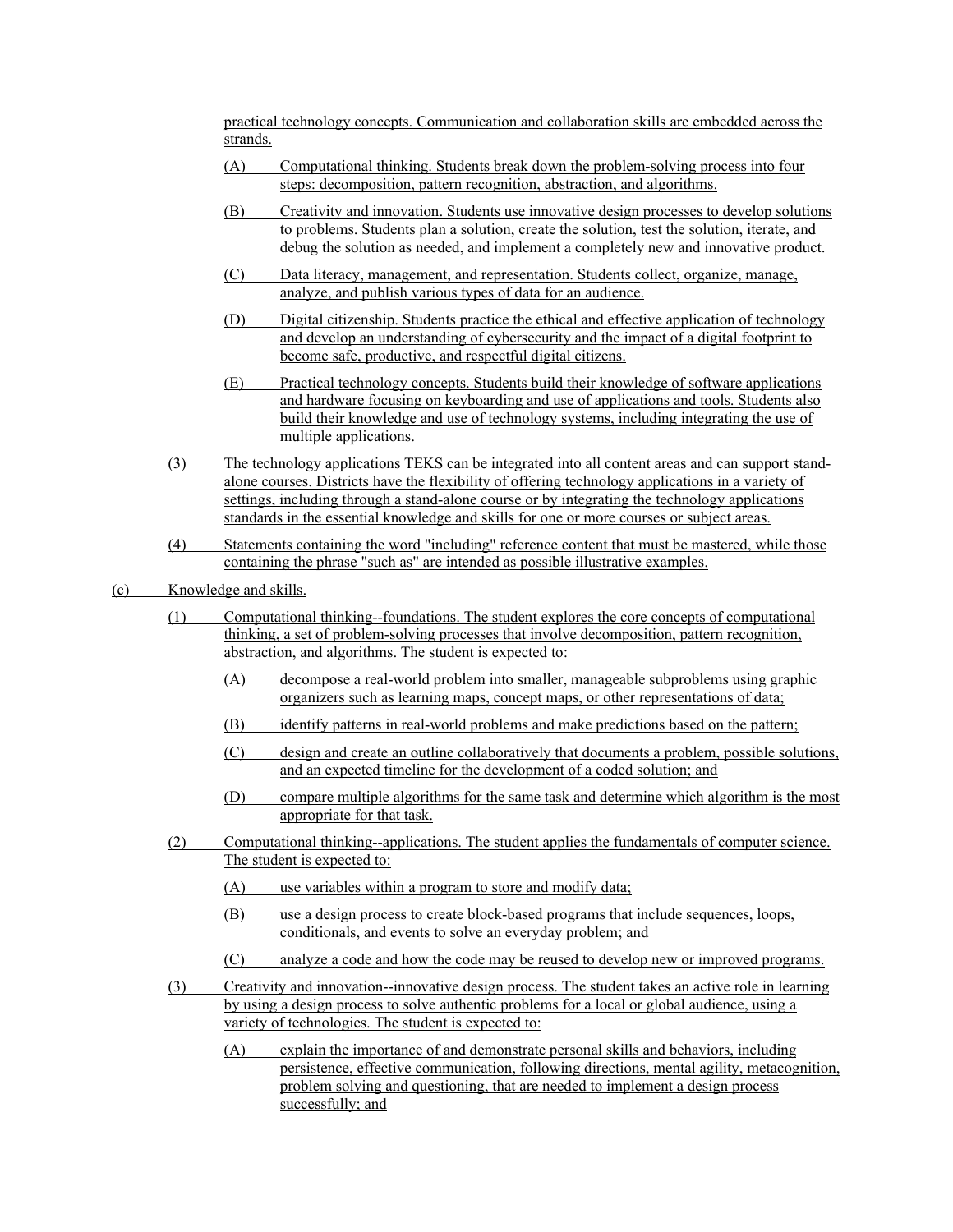practical technology concepts. Communication and collaboration skills are embedded across the strands.

(A) Computational thinking. Students break down the problem-solving process into four steps: decomposition, pattern recognition, abstraction, and algorithms.

(B) Creativity and innovation. Students use innovative design processes to develop solutions to problems. Students plan a solution, create the solution, test the solution, iterate, and debug the solution as needed, and implement a completely new and innovative product.

(C) Data literacy, management, and representation. Students collect, organize, manage, analyze, and publish various types of data for an audience.

(D) Digital citizenship. Students practice the ethical and effective application of technology and develop an understanding of cybersecurity and the impact of a digital footprint to become safe, productive, and respectful digital citizens.

(E) Practical technology concepts. Students build their knowledge of software applications and hardware focusing on keyboarding and use of applications and tools. Students also build their knowledge and use of technology systems, including integrating the use of multiple applications.

(3) The technology applications TEKS can be integrated into all content areas and can support stand-alone courses. Districts have the flexibility of offering technology applications in a variety of settings, including through a stand-alone course or by integrating the technology applications standards in the essential knowledge and skills for one or more courses or subject areas.

(4) Statements containing the word "including" reference content that must be mastered, while those containing the phrase "such as" are intended as possible illustrative examples.

(c) Knowledge and skills.

(1) Computational thinking--foundations. The student explores the core concepts of computational thinking, a set of problem-solving processes that involve decomposition, pattern recognition, abstraction, and algorithms. The student is expected to:

(A) decompose a real-world problem into smaller, manageable subproblems using graphic organizers such as learning maps, concept maps, or other representations of data;

(B) identify patterns in real-world problems and make predictions based on the pattern;

(C) design and create an outline collaboratively that documents a problem, possible solutions, and an expected timeline for the development of a coded solution; and

(D) compare multiple algorithms for the same task and determine which algorithm is the most appropriate for that task.

(2) Computational thinking--applications. The student applies the fundamentals of computer science. The student is expected to:

(A) use variables within a program to store and modify data;

(B) use a design process to create block-based programs that include sequences, loops, conditionals, and events to solve an everyday problem; and

(C) analyze a code and how the code may be reused to develop new or improved programs.

(3) Creativity and innovation--innovative design process. The student takes an active role in learning by using a design process to solve authentic problems for a local or global audience, using a variety of technologies. The student is expected to:

(A) explain the importance of and demonstrate personal skills and behaviors, including persistence, effective communication, following directions, mental agility, metacognition, problem solving and questioning, that are needed to implement a design process successfully; and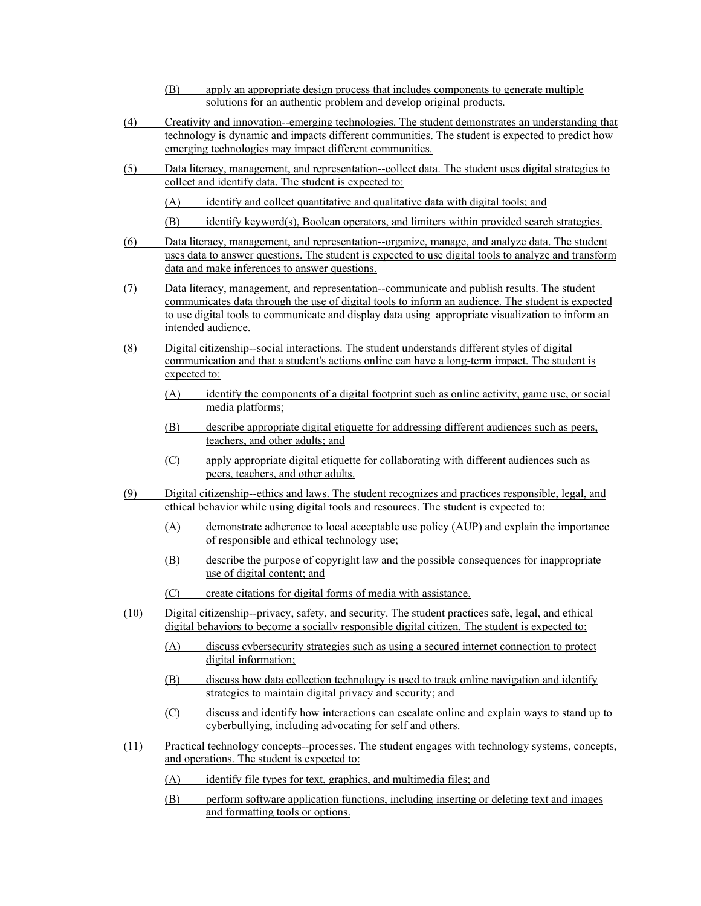(B) apply an appropriate design process that includes components to generate multiple solutions for an authentic problem and develop original products.

(4) Creativity and innovation--emerging technologies. The student demonstrates an understanding that technology is dynamic and impacts different communities. The student is expected to predict how emerging technologies may impact different communities.

(5) Data literacy, management, and representation--collect data. The student uses digital strategies to collect and identify data. The student is expected to:

(A) identify and collect quantitative and qualitative data with digital tools; and

(B) identify keyword(s), Boolean operators, and limiters within provided search strategies.

(6) Data literacy, management, and representation--organize, manage, and analyze data. The student uses data to answer questions. The student is expected to use digital tools to analyze and transform data and make inferences to answer questions.

(7) Data literacy, management, and representation--communicate and publish results. The student communicates data through the use of digital tools to inform an audience. The student is expected to use digital tools to communicate and display data using appropriate visualization to inform an intended audience.

(8) Digital citizenship--social interactions. The student understands different styles of digital communication and that a student's actions online can have a long-term impact. The student is expected to:

(A) identify the components of a digital footprint such as online activity, game use, or social media platforms;

(B) describe appropriate digital etiquette for addressing different audiences such as peers, teachers, and other adults; and

(C) apply appropriate digital etiquette for collaborating with different audiences such as peers, teachers, and other adults.

(9) Digital citizenship--ethics and laws. The student recognizes and practices responsible, legal, and ethical behavior while using digital tools and resources. The student is expected to:

(A) demonstrate adherence to local acceptable use policy (AUP) and explain the importance of responsible and ethical technology use;

(B) describe the purpose of copyright law and the possible consequences for inappropriate use of digital content; and

(C) create citations for digital forms of media with assistance.

(10) Digital citizenship--privacy, safety, and security. The student practices safe, legal, and ethical digital behaviors to become a socially responsible digital citizen. The student is expected to:

(A) discuss cybersecurity strategies such as using a secured internet connection to protect digital information;

(B) discuss how data collection technology is used to track online navigation and identify strategies to maintain digital privacy and security; and

(C) discuss and identify how interactions can escalate online and explain ways to stand up to cyberbullying, including advocating for self and others.

(11) Practical technology concepts--processes. The student engages with technology systems, concepts, and operations. The student is expected to:

(A) identify file types for text, graphics, and multimedia files; and

(B) perform software application functions, including inserting or deleting text and images and formatting tools or options.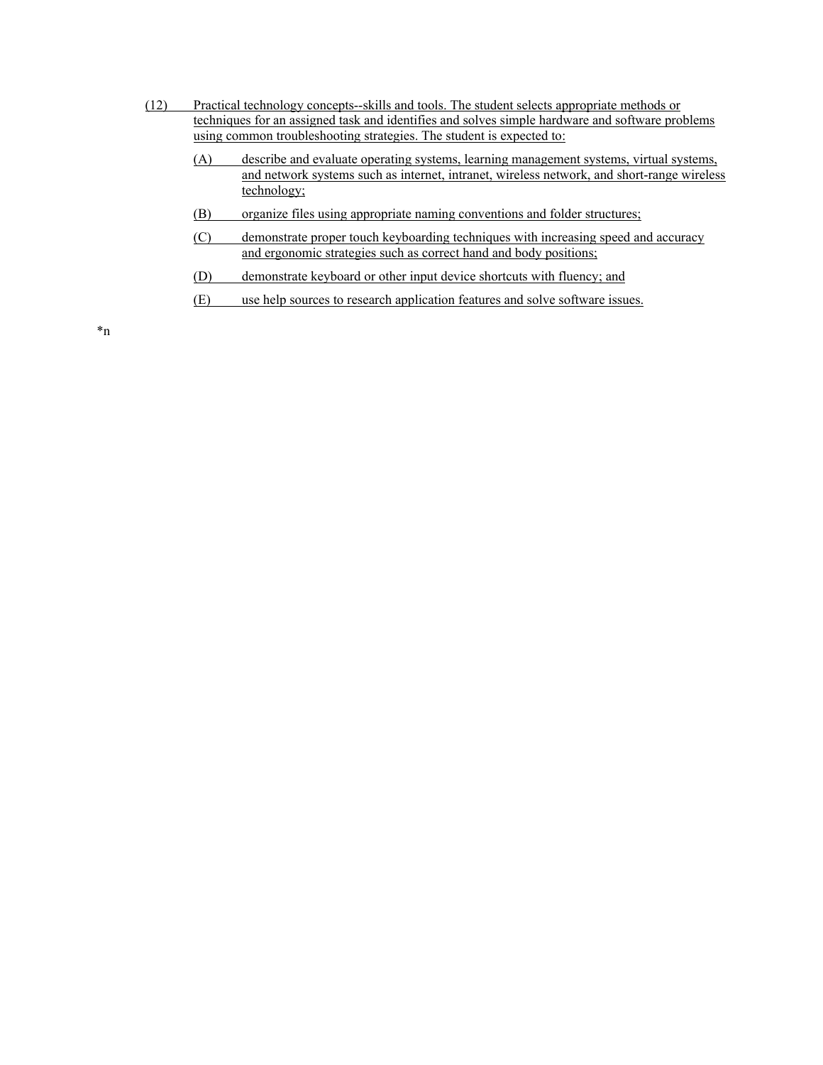(12) Practical technology concepts--skills and tools. The student selects appropriate methods or techniques for an assigned task and identifies and solves simple hardware and software problems using common troubleshooting strategies. The student is expected to:

- (A) describe and evaluate operating systems, learning management systems, virtual systems, and network systems such as internet, intranet, wireless network, and short-range wireless technology;
- (B) organize files using appropriate naming conventions and folder structures;
- (C) demonstrate proper touch keyboarding techniques with increasing speed and accuracy and ergonomic strategies such as correct hand and body positions;
- (D) demonstrate keyboard or other input device shortcuts with fluency; and
- (E) use help sources to research application features and solve software issues.

*n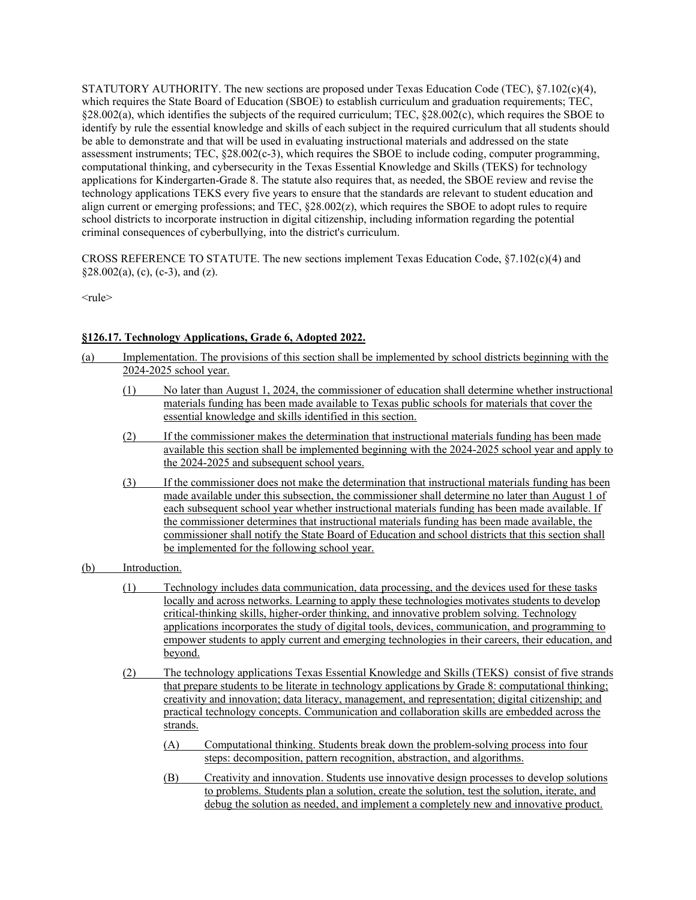STATUTORY AUTHORITY. The new sections are proposed under Texas Education Code (TEC), §7.102(c)(4), which requires the State Board of Education (SBOE) to establish curriculum and graduation requirements; TEC, §28.002(a), which identifies the subjects of the required curriculum; TEC, §28.002(c), which requires the SBOE to identify by rule the essential knowledge and skills of each subject in the required curriculum that all students should be able to demonstrate and that will be used in evaluating instructional materials and addressed on the state assessment instruments; TEC, §28.002(c-3), which requires the SBOE to include coding, computer programming, computational thinking, and cybersecurity in the Texas Essential Knowledge and Skills (TEKS) for technology applications for Kindergarten-Grade 8. The statute also requires that, as needed, the SBOE review and revise the technology applications TEKS every five years to ensure that the standards are relevant to student education and align current or emerging professions; and TEC, §28.002(z), which requires the SBOE to adopt rules to require school districts to incorporate instruction in digital citizenship, including information regarding the potential criminal consequences of cyberbullying, into the district's curriculum.

CROSS REFERENCE TO STATUTE. The new sections implement Texas Education Code, §7.102(c)(4) and §28.002(a), (c), (c-3), and (z).

<rule>

**§126.17. Technology Applications, Grade 6, Adopted 2022.**

(a) Implementation. The provisions of this section shall be implemented by school districts beginning with the 2024-2025 school year.

(1) No later than August 1, 2024, the commissioner of education shall determine whether instructional materials funding has been made available to Texas public schools for materials that cover the essential knowledge and skills identified in this section.

(2) If the commissioner makes the determination that instructional materials funding has been made available this section shall be implemented beginning with the 2024-2025 school year and apply to the 2024-2025 and subsequent school years.

(3) If the commissioner does not make the determination that instructional materials funding has been made available under this subsection, the commissioner shall determine no later than August 1 of each subsequent school year whether instructional materials funding has been made available. If the commissioner determines that instructional materials funding has been made available, the commissioner shall notify the State Board of Education and school districts that this section shall be implemented for the following school year.

(b) Introduction.

(1) Technology includes data communication, data processing, and the devices used for these tasks locally and across networks. Learning to apply these technologies motivates students to develop critical-thinking skills, higher-order thinking, and innovative problem solving. Technology applications incorporates the study of digital tools, devices, communication, and programming to empower students to apply current and emerging technologies in their careers, their education, and beyond.

(2) The technology applications Texas Essential Knowledge and Skills (TEKS) consist of five strands that prepare students to be literate in technology applications by Grade 8: computational thinking; creativity and innovation; data literacy, management, and representation; digital citizenship; and practical technology concepts. Communication and collaboration skills are embedded across the strands.

(A) Computational thinking. Students break down the problem-solving process into four steps: decomposition, pattern recognition, abstraction, and algorithms.

(B) Creativity and innovation. Students use innovative design processes to develop solutions to problems. Students plan a solution, create the solution, test the solution, iterate, and debug the solution as needed, and implement a completely new and innovative product.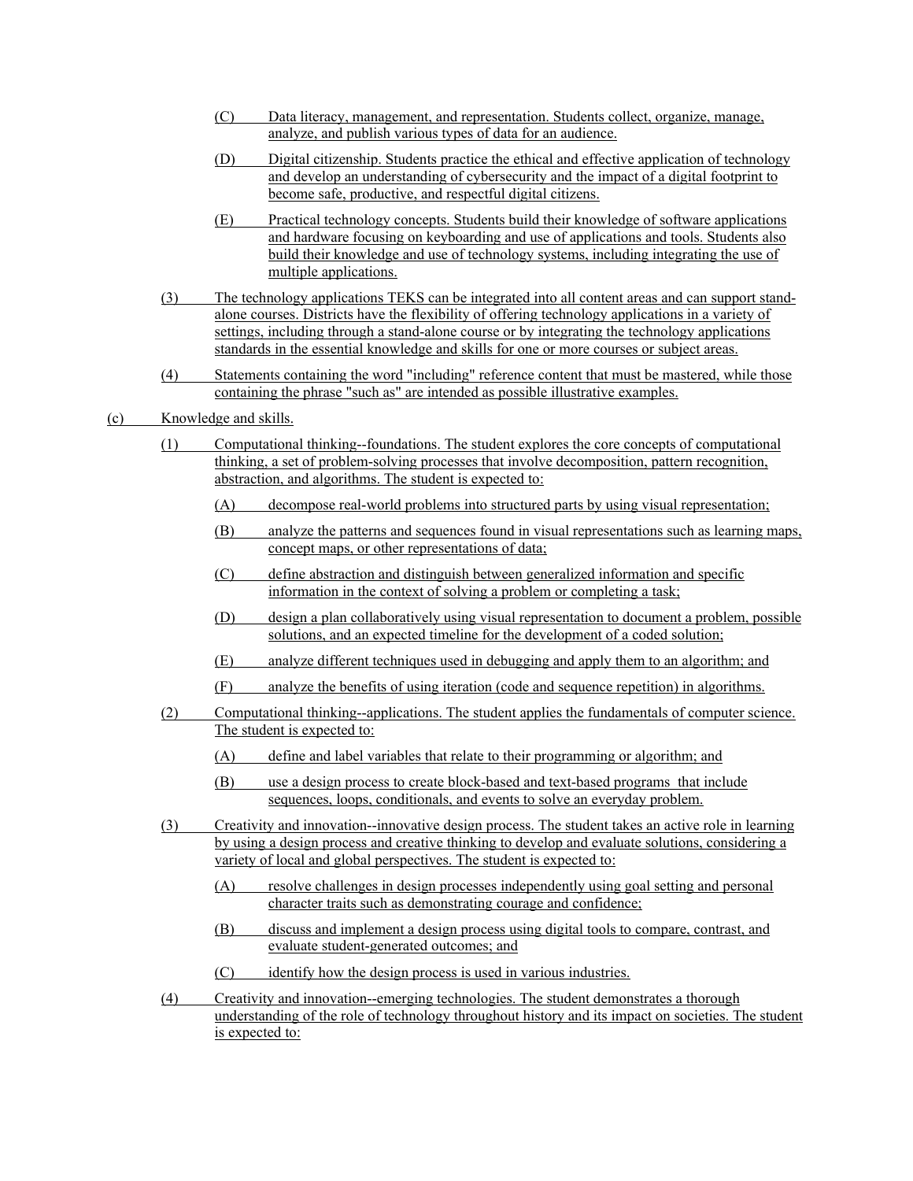(C) Data literacy, management, and representation. Students collect, organize, manage, analyze, and publish various types of data for an audience.

(D) Digital citizenship. Students practice the ethical and effective application of technology and develop an understanding of cybersecurity and the impact of a digital footprint to become safe, productive, and respectful digital citizens.

(E) Practical technology concepts. Students build their knowledge of software applications and hardware focusing on keyboarding and use of applications and tools. Students also build their knowledge and use of technology systems, including integrating the use of multiple applications.

(3) The technology applications TEKS can be integrated into all content areas and can support stand-alone courses. Districts have the flexibility of offering technology applications in a variety of settings, including through a stand-alone course or by integrating the technology applications standards in the essential knowledge and skills for one or more courses or subject areas.

(4) Statements containing the word "including" reference content that must be mastered, while those containing the phrase "such as" are intended as possible illustrative examples.

(c) Knowledge and skills.

(1) Computational thinking--foundations. The student explores the core concepts of computational thinking, a set of problem-solving processes that involve decomposition, pattern recognition, abstraction, and algorithms. The student is expected to:

(A) decompose real-world problems into structured parts by using visual representation;

(B) analyze the patterns and sequences found in visual representations such as learning maps, concept maps, or other representations of data;

(C) define abstraction and distinguish between generalized information and specific information in the context of solving a problem or completing a task;

(D) design a plan collaboratively using visual representation to document a problem, possible solutions, and an expected timeline for the development of a coded solution;

(E) analyze different techniques used in debugging and apply them to an algorithm; and

(F) analyze the benefits of using iteration (code and sequence repetition) in algorithms.

(2) Computational thinking--applications. The student applies the fundamentals of computer science. The student is expected to:

(A) define and label variables that relate to their programming or algorithm; and

(B) use a design process to create block-based and text-based programs that include sequences, loops, conditionals, and events to solve an everyday problem.

(3) Creativity and innovation--innovative design process. The student takes an active role in learning by using a design process and creative thinking to develop and evaluate solutions, considering a variety of local and global perspectives. The student is expected to:

(A) resolve challenges in design processes independently using goal setting and personal character traits such as demonstrating courage and confidence;

(B) discuss and implement a design process using digital tools to compare, contrast, and evaluate student-generated outcomes; and

(C) identify how the design process is used in various industries.

(4) Creativity and innovation--emerging technologies. The student demonstrates a thorough understanding of the role of technology throughout history and its impact on societies. The student is expected to: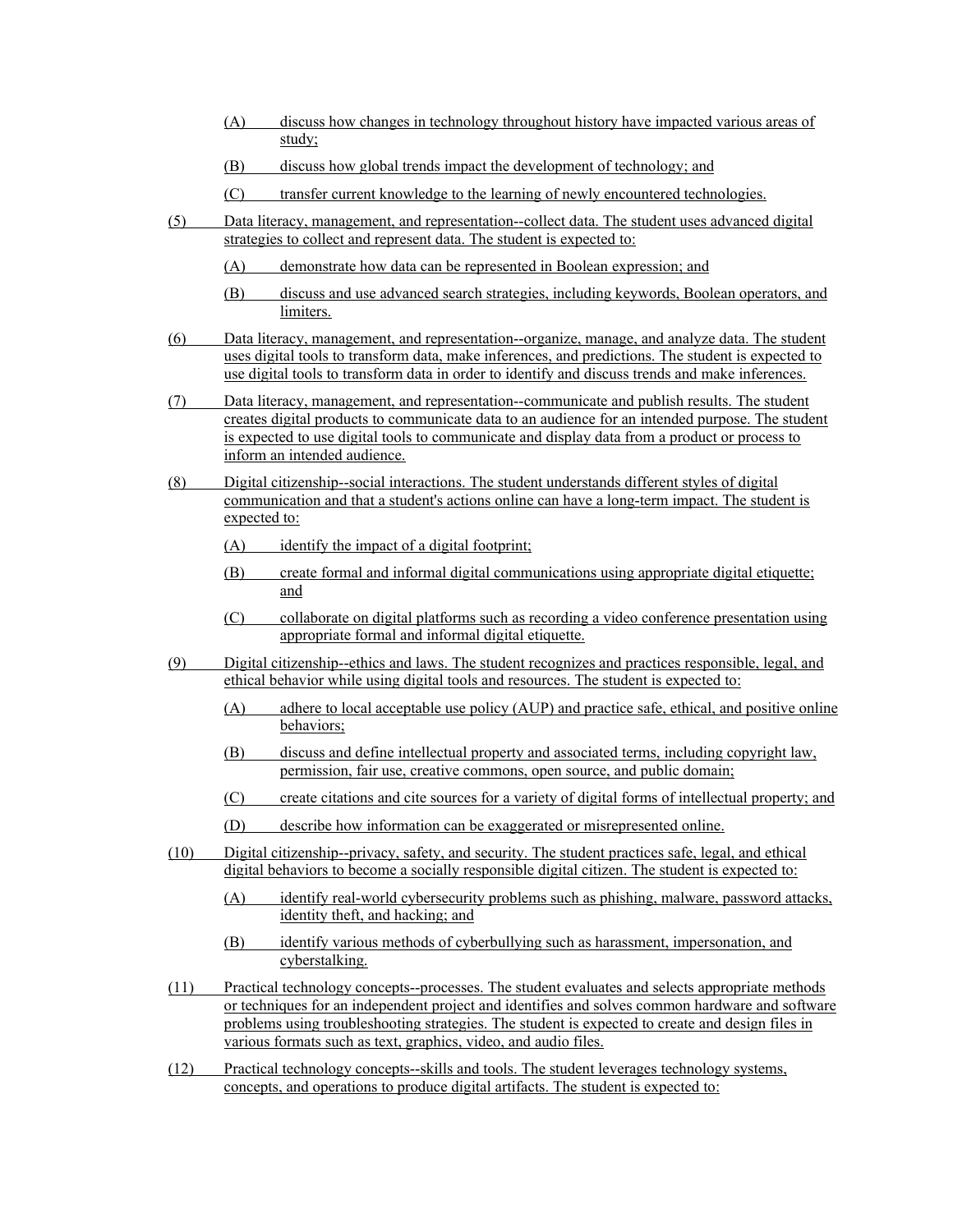(A) discuss how changes in technology throughout history have impacted various areas of study;

(B) discuss how global trends impact the development of technology; and

(C) transfer current knowledge to the learning of newly encountered technologies.

(5) Data literacy, management, and representation--collect data. The student uses advanced digital strategies to collect and represent data. The student is expected to:

(A) demonstrate how data can be represented in Boolean expression; and

(B) discuss and use advanced search strategies, including keywords, Boolean operators, and limiters.

(6) Data literacy, management, and representation--organize, manage, and analyze data. The student uses digital tools to transform data, make inferences, and predictions. The student is expected to use digital tools to transform data in order to identify and discuss trends and make inferences.

(7) Data literacy, management, and representation--communicate and publish results. The student creates digital products to communicate data to an audience for an intended purpose. The student is expected to use digital tools to communicate and display data from a product or process to inform an intended audience.

(8) Digital citizenship--social interactions. The student understands different styles of digital communication and that a student's actions online can have a long-term impact. The student is expected to:

(A) identify the impact of a digital footprint;

(B) create formal and informal digital communications using appropriate digital etiquette; and

(C) collaborate on digital platforms such as recording a video conference presentation using appropriate formal and informal digital etiquette.

(9) Digital citizenship--ethics and laws. The student recognizes and practices responsible, legal, and ethical behavior while using digital tools and resources. The student is expected to:

(A) adhere to local acceptable use policy (AUP) and practice safe, ethical, and positive online behaviors;

(B) discuss and define intellectual property and associated terms, including copyright law, permission, fair use, creative commons, open source, and public domain;

(C) create citations and cite sources for a variety of digital forms of intellectual property; and

(D) describe how information can be exaggerated or misrepresented online.

(10) Digital citizenship--privacy, safety, and security. The student practices safe, legal, and ethical digital behaviors to become a socially responsible digital citizen. The student is expected to:

(A) identify real-world cybersecurity problems such as phishing, malware, password attacks, identity theft, and hacking; and

(B) identify various methods of cyberbullying such as harassment, impersonation, and cyberstalking.

(11) Practical technology concepts--processes. The student evaluates and selects appropriate methods or techniques for an independent project and identifies and solves common hardware and software problems using troubleshooting strategies. The student is expected to create and design files in various formats such as text, graphics, video, and audio files.

(12) Practical technology concepts--skills and tools. The student leverages technology systems, concepts, and operations to produce digital artifacts. The student is expected to: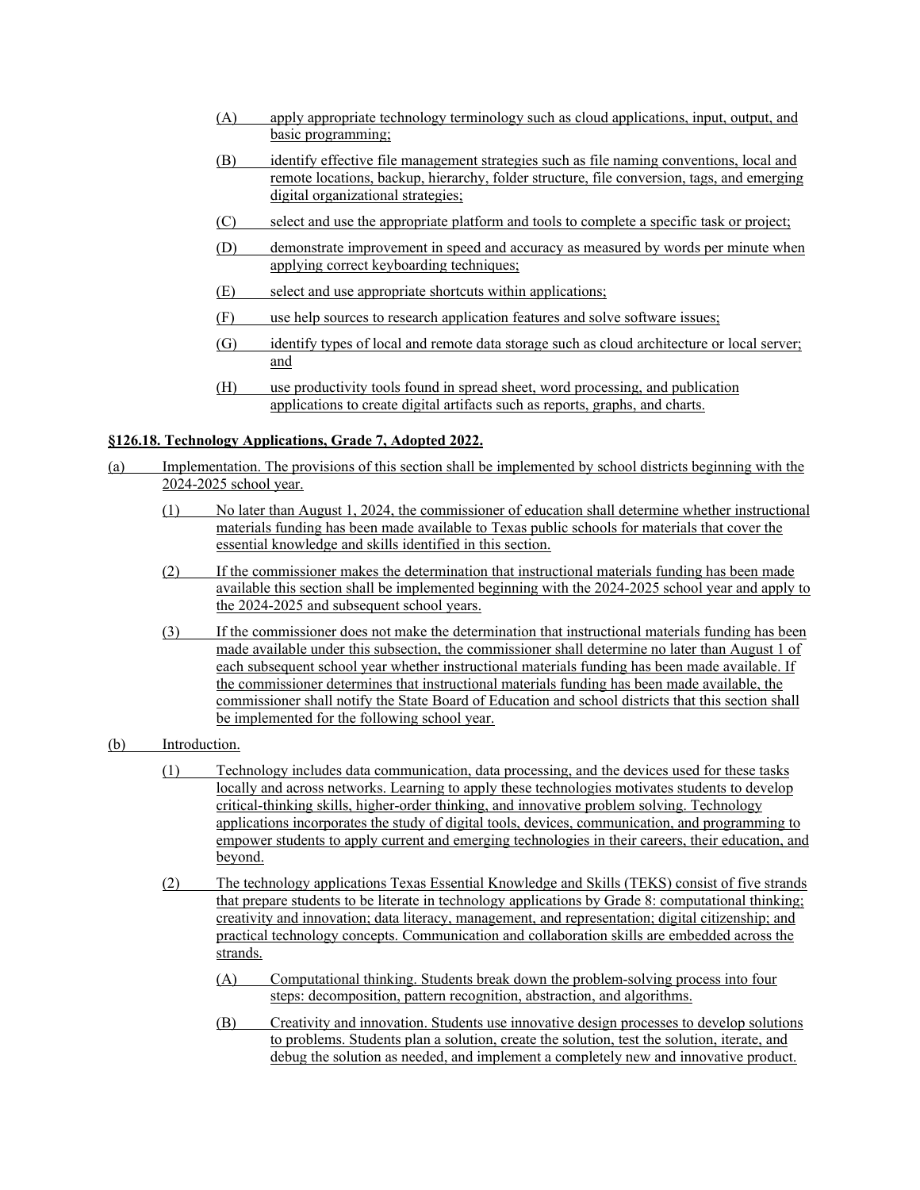(A) apply appropriate technology terminology such as cloud applications, input, output, and basic programming;

(B) identify effective file management strategies such as file naming conventions, local and remote locations, backup, hierarchy, folder structure, file conversion, tags, and emerging digital organizational strategies;

(C) select and use the appropriate platform and tools to complete a specific task or project;

(D) demonstrate improvement in speed and accuracy as measured by words per minute when applying correct keyboarding techniques;

(E) select and use appropriate shortcuts within applications;

(F) use help sources to research application features and solve software issues;

(G) identify types of local and remote data storage such as cloud architecture or local server; and

(H) use productivity tools found in spread sheet, word processing, and publication applications to create digital artifacts such as reports, graphs, and charts.

**§126.18. Technology Applications, Grade 7, Adopted 2022.**

(a) Implementation. The provisions of this section shall be implemented by school districts beginning with the 2024-2025 school year.

(1) No later than August 1, 2024, the commissioner of education shall determine whether instructional materials funding has been made available to Texas public schools for materials that cover the essential knowledge and skills identified in this section.

(2) If the commissioner makes the determination that instructional materials funding has been made available this section shall be implemented beginning with the 2024-2025 school year and apply to the 2024-2025 and subsequent school years.

(3) If the commissioner does not make the determination that instructional materials funding has been made available under this subsection, the commissioner shall determine no later than August 1 of each subsequent school year whether instructional materials funding has been made available. If the commissioner determines that instructional materials funding has been made available, the commissioner shall notify the State Board of Education and school districts that this section shall be implemented for the following school year.

(b) Introduction.

(1) Technology includes data communication, data processing, and the devices used for these tasks locally and across networks. Learning to apply these technologies motivates students to develop critical-thinking skills, higher-order thinking, and innovative problem solving. Technology applications incorporates the study of digital tools, devices, communication, and programming to empower students to apply current and emerging technologies in their careers, their education, and beyond.

(2) The technology applications Texas Essential Knowledge and Skills (TEKS) consist of five strands that prepare students to be literate in technology applications by Grade 8: computational thinking; creativity and innovation; data literacy, management, and representation; digital citizenship; and practical technology concepts. Communication and collaboration skills are embedded across the strands.

(A) Computational thinking. Students break down the problem-solving process into four steps: decomposition, pattern recognition, abstraction, and algorithms.

(B) Creativity and innovation. Students use innovative design processes to develop solutions to problems. Students plan a solution, create the solution, test the solution, iterate, and debug the solution as needed, and implement a completely new and innovative product.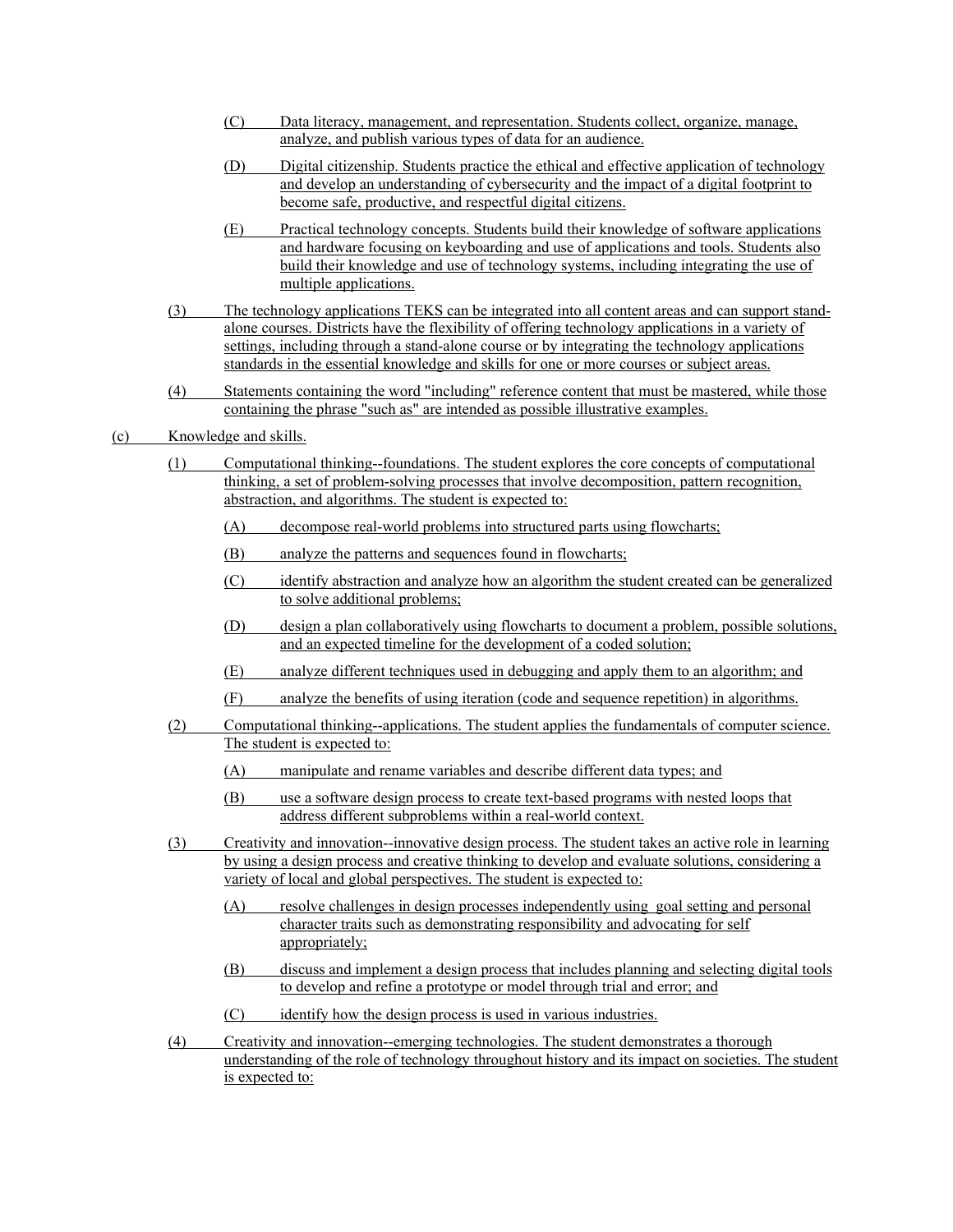(C) Data literacy, management, and representation. Students collect, organize, manage, analyze, and publish various types of data for an audience.

(D) Digital citizenship. Students practice the ethical and effective application of technology and develop an understanding of cybersecurity and the impact of a digital footprint to become safe, productive, and respectful digital citizens.

(E) Practical technology concepts. Students build their knowledge of software applications and hardware focusing on keyboarding and use of applications and tools. Students also build their knowledge and use of technology systems, including integrating the use of multiple applications.

(3) The technology applications TEKS can be integrated into all content areas and can support stand-alone courses. Districts have the flexibility of offering technology applications in a variety of settings, including through a stand-alone course or by integrating the technology applications standards in the essential knowledge and skills for one or more courses or subject areas.

(4) Statements containing the word "including" reference content that must be mastered, while those containing the phrase "such as" are intended as possible illustrative examples.

(c) Knowledge and skills.

(1) Computational thinking--foundations. The student explores the core concepts of computational thinking, a set of problem-solving processes that involve decomposition, pattern recognition, abstraction, and algorithms. The student is expected to:

(A) decompose real-world problems into structured parts using flowcharts;

(B) analyze the patterns and sequences found in flowcharts;

(C) identify abstraction and analyze how an algorithm the student created can be generalized to solve additional problems;

(D) design a plan collaboratively using flowcharts to document a problem, possible solutions, and an expected timeline for the development of a coded solution;

(E) analyze different techniques used in debugging and apply them to an algorithm; and

(F) analyze the benefits of using iteration (code and sequence repetition) in algorithms.

(2) Computational thinking--applications. The student applies the fundamentals of computer science. The student is expected to:

(A) manipulate and rename variables and describe different data types; and

(B) use a software design process to create text-based programs with nested loops that address different subproblems within a real-world context.

(3) Creativity and innovation--innovative design process. The student takes an active role in learning by using a design process and creative thinking to develop and evaluate solutions, considering a variety of local and global perspectives. The student is expected to:

(A) resolve challenges in design processes independently using goal setting and personal character traits such as demonstrating responsibility and advocating for self appropriately;

(B) discuss and implement a design process that includes planning and selecting digital tools to develop and refine a prototype or model through trial and error; and

(C) identify how the design process is used in various industries.

(4) Creativity and innovation--emerging technologies. The student demonstrates a thorough understanding of the role of technology throughout history and its impact on societies. The student is expected to: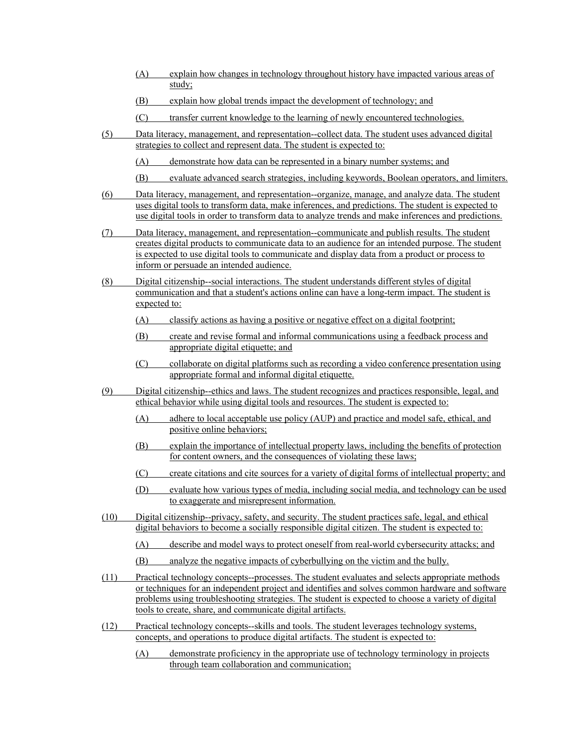(A) explain how changes in technology throughout history have impacted various areas of study;

(B) explain how global trends impact the development of technology; and

(C) transfer current knowledge to the learning of newly encountered technologies.

(5) Data literacy, management, and representation--collect data. The student uses advanced digital strategies to collect and represent data. The student is expected to:

(A) demonstrate how data can be represented in a binary number systems; and

(B) evaluate advanced search strategies, including keywords, Boolean operators, and limiters.

(6) Data literacy, management, and representation--organize, manage, and analyze data. The student uses digital tools to transform data, make inferences, and predictions. The student is expected to use digital tools in order to transform data to analyze trends and make inferences and predictions.

(7) Data literacy, management, and representation--communicate and publish results. The student creates digital products to communicate data to an audience for an intended purpose. The student is expected to use digital tools to communicate and display data from a product or process to inform or persuade an intended audience.

(8) Digital citizenship--social interactions. The student understands different styles of digital communication and that a student's actions online can have a long-term impact. The student is expected to:

(A) classify actions as having a positive or negative effect on a digital footprint;

(B) create and revise formal and informal communications using a feedback process and appropriate digital etiquette; and

(C) collaborate on digital platforms such as recording a video conference presentation using appropriate formal and informal digital etiquette.

(9) Digital citizenship--ethics and laws. The student recognizes and practices responsible, legal, and ethical behavior while using digital tools and resources. The student is expected to:

(A) adhere to local acceptable use policy (AUP) and practice and model safe, ethical, and positive online behaviors;

(B) explain the importance of intellectual property laws, including the benefits of protection for content owners, and the consequences of violating these laws;

(C) create citations and cite sources for a variety of digital forms of intellectual property; and

(D) evaluate how various types of media, including social media, and technology can be used to exaggerate and misrepresent information.

(10) Digital citizenship--privacy, safety, and security. The student practices safe, legal, and ethical digital behaviors to become a socially responsible digital citizen. The student is expected to:

(A) describe and model ways to protect oneself from real-world cybersecurity attacks; and

(B) analyze the negative impacts of cyberbullying on the victim and the bully.

(11) Practical technology concepts--processes. The student evaluates and selects appropriate methods or techniques for an independent project and identifies and solves common hardware and software problems using troubleshooting strategies. The student is expected to choose a variety of digital tools to create, share, and communicate digital artifacts.

(12) Practical technology concepts--skills and tools. The student leverages technology systems, concepts, and operations to produce digital artifacts. The student is expected to:

(A) demonstrate proficiency in the appropriate use of technology terminology in projects through team collaboration and communication;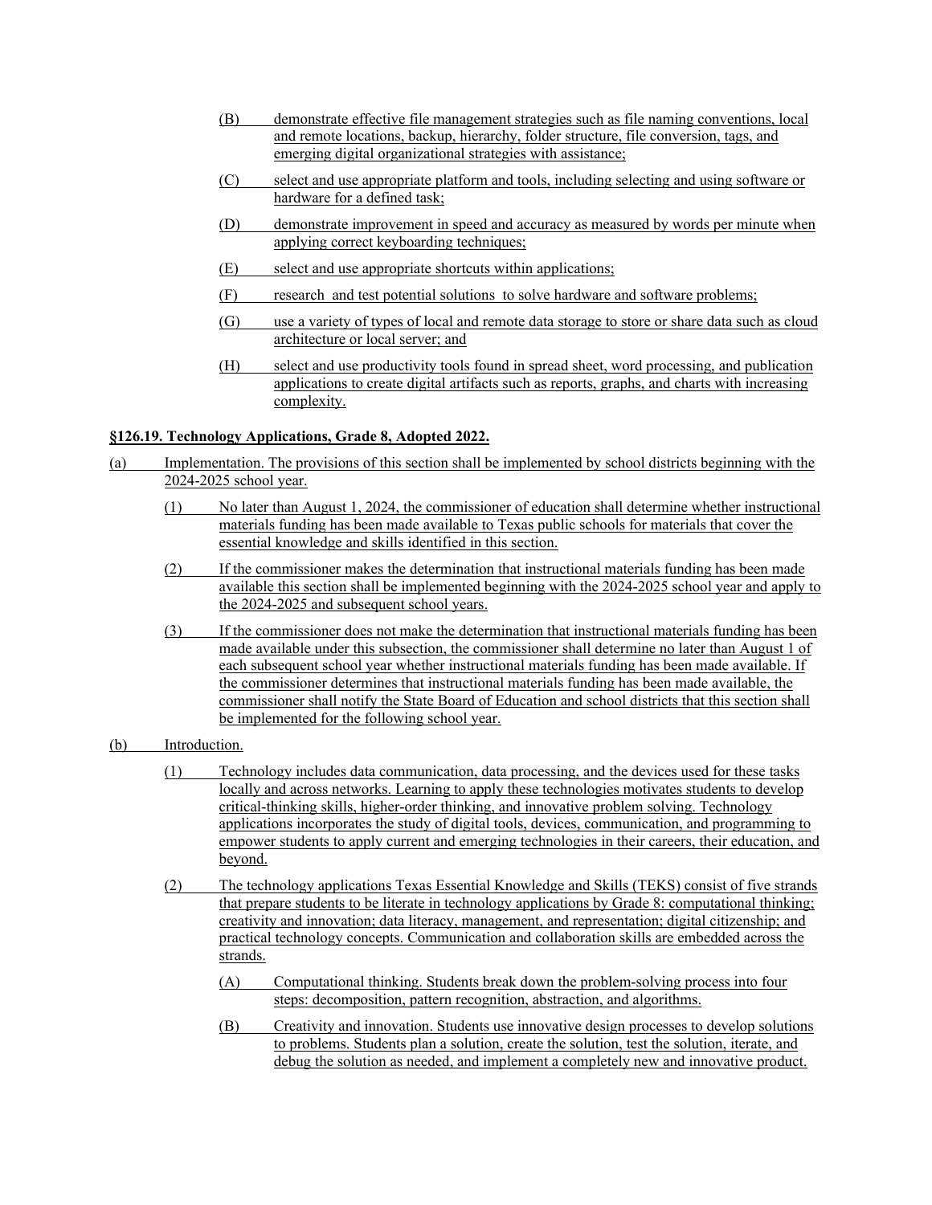(B) demonstrate effective file management strategies such as file naming conventions, local and remote locations, backup, hierarchy, folder structure, file conversion, tags, and emerging digital organizational strategies with assistance;

(C) select and use appropriate platform and tools, including selecting and using software or hardware for a defined task;

(D) demonstrate improvement in speed and accuracy as measured by words per minute when applying correct keyboarding techniques;

(E) select and use appropriate shortcuts within applications;

(F) research and test potential solutions to solve hardware and software problems;

(G) use a variety of types of local and remote data storage to store or share data such as cloud architecture or local server; and

(H) select and use productivity tools found in spread sheet, word processing, and publication applications to create digital artifacts such as reports, graphs, and charts with increasing complexity.

**§126.19. Technology Applications, Grade 8, Adopted 2022.**

(a) Implementation. The provisions of this section shall be implemented by school districts beginning with the 2024-2025 school year.

(1) No later than August 1, 2024, the commissioner of education shall determine whether instructional materials funding has been made available to Texas public schools for materials that cover the essential knowledge and skills identified in this section.

(2) If the commissioner makes the determination that instructional materials funding has been made available this section shall be implemented beginning with the 2024-2025 school year and apply to the 2024-2025 and subsequent school years.

(3) If the commissioner does not make the determination that instructional materials funding has been made available under this subsection, the commissioner shall determine no later than August 1 of each subsequent school year whether instructional materials funding has been made available. If the commissioner determines that instructional materials funding has been made available, the commissioner shall notify the State Board of Education and school districts that this section shall be implemented for the following school year.

(b) Introduction.

(1) Technology includes data communication, data processing, and the devices used for these tasks locally and across networks. Learning to apply these technologies motivates students to develop critical-thinking skills, higher-order thinking, and innovative problem solving. Technology applications incorporates the study of digital tools, devices, communication, and programming to empower students to apply current and emerging technologies in their careers, their education, and beyond.

(2) The technology applications Texas Essential Knowledge and Skills (TEKS) consist of five strands that prepare students to be literate in technology applications by Grade 8: computational thinking; creativity and innovation; data literacy, management, and representation; digital citizenship; and practical technology concepts. Communication and collaboration skills are embedded across the strands.

(A) Computational thinking. Students break down the problem-solving process into four steps: decomposition, pattern recognition, abstraction, and algorithms.

(B) Creativity and innovation. Students use innovative design processes to develop solutions to problems. Students plan a solution, create the solution, test the solution, iterate, and debug the solution as needed, and implement a completely new and innovative product.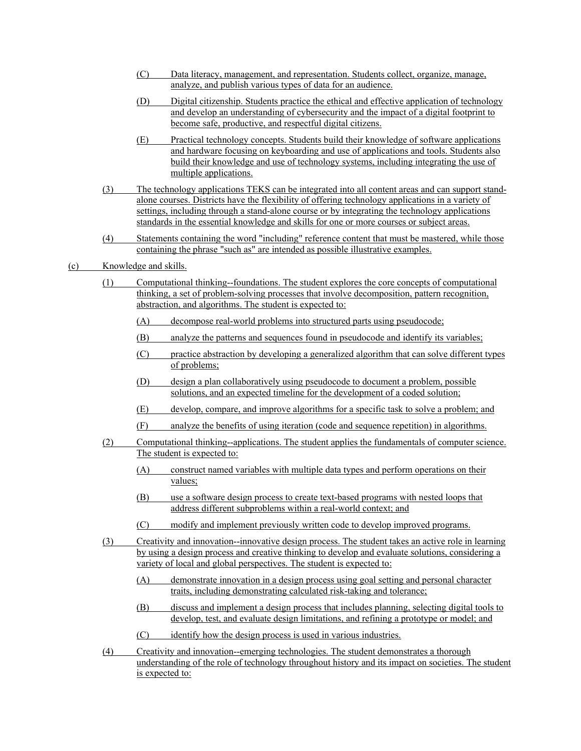(C) Data literacy, management, and representation. Students collect, organize, manage, analyze, and publish various types of data for an audience.

(D) Digital citizenship. Students practice the ethical and effective application of technology and develop an understanding of cybersecurity and the impact of a digital footprint to become safe, productive, and respectful digital citizens.

(E) Practical technology concepts. Students build their knowledge of software applications and hardware focusing on keyboarding and use of applications and tools. Students also build their knowledge and use of technology systems, including integrating the use of multiple applications.

(3) The technology applications TEKS can be integrated into all content areas and can support stand-alone courses. Districts have the flexibility of offering technology applications in a variety of settings, including through a stand-alone course or by integrating the technology applications standards in the essential knowledge and skills for one or more courses or subject areas.

(4) Statements containing the word "including" reference content that must be mastered, while those containing the phrase "such as" are intended as possible illustrative examples.

(c) Knowledge and skills.

(1) Computational thinking--foundations. The student explores the core concepts of computational thinking, a set of problem-solving processes that involve decomposition, pattern recognition, abstraction, and algorithms. The student is expected to:

(A) decompose real-world problems into structured parts using pseudocode;

(B) analyze the patterns and sequences found in pseudocode and identify its variables;

(C) practice abstraction by developing a generalized algorithm that can solve different types of problems;

(D) design a plan collaboratively using pseudocode to document a problem, possible solutions, and an expected timeline for the development of a coded solution;

(E) develop, compare, and improve algorithms for a specific task to solve a problem; and

(F) analyze the benefits of using iteration (code and sequence repetition) in algorithms.

(2) Computational thinking--applications. The student applies the fundamentals of computer science. The student is expected to:

(A) construct named variables with multiple data types and perform operations on their values;

(B) use a software design process to create text-based programs with nested loops that address different subproblems within a real-world context; and

(C) modify and implement previously written code to develop improved programs.

(3) Creativity and innovation--innovative design process. The student takes an active role in learning by using a design process and creative thinking to develop and evaluate solutions, considering a variety of local and global perspectives. The student is expected to:

(A) demonstrate innovation in a design process using goal setting and personal character traits, including demonstrating calculated risk-taking and tolerance;

(B) discuss and implement a design process that includes planning, selecting digital tools to develop, test, and evaluate design limitations, and refining a prototype or model; and

(C) identify how the design process is used in various industries.

(4) Creativity and innovation--emerging technologies. The student demonstrates a thorough understanding of the role of technology throughout history and its impact on societies. The student is expected to: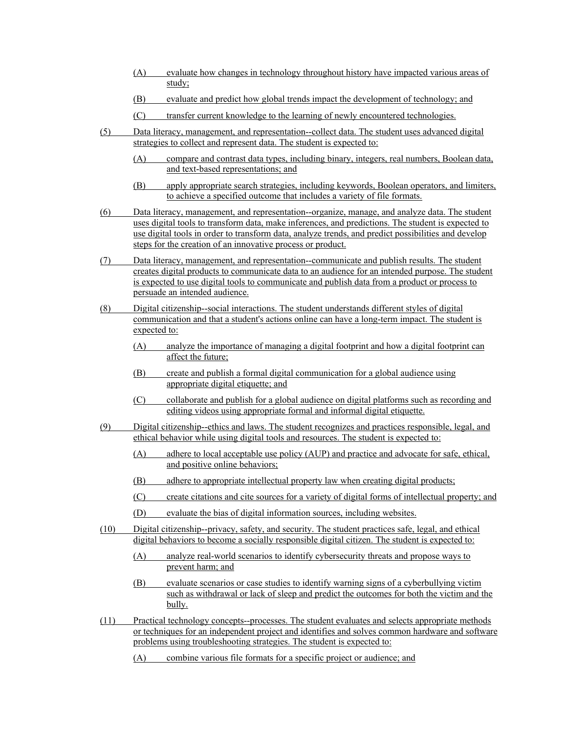(A) evaluate how changes in technology throughout history have impacted various areas of study;

(B) evaluate and predict how global trends impact the development of technology; and

(C) transfer current knowledge to the learning of newly encountered technologies.

(5) Data literacy, management, and representation--collect data. The student uses advanced digital strategies to collect and represent data. The student is expected to:

(A) compare and contrast data types, including binary, integers, real numbers, Boolean data, and text-based representations; and

(B) apply appropriate search strategies, including keywords, Boolean operators, and limiters, to achieve a specified outcome that includes a variety of file formats.

(6) Data literacy, management, and representation--organize, manage, and analyze data. The student uses digital tools to transform data, make inferences, and predictions. The student is expected to use digital tools in order to transform data, analyze trends, and predict possibilities and develop steps for the creation of an innovative process or product.

(7) Data literacy, management, and representation--communicate and publish results. The student creates digital products to communicate data to an audience for an intended purpose. The student is expected to use digital tools to communicate and publish data from a product or process to persuade an intended audience.

(8) Digital citizenship--social interactions. The student understands different styles of digital communication and that a student's actions online can have a long-term impact. The student is expected to:

(A) analyze the importance of managing a digital footprint and how a digital footprint can affect the future;

(B) create and publish a formal digital communication for a global audience using appropriate digital etiquette; and

(C) collaborate and publish for a global audience on digital platforms such as recording and editing videos using appropriate formal and informal digital etiquette.

(9) Digital citizenship--ethics and laws. The student recognizes and practices responsible, legal, and ethical behavior while using digital tools and resources. The student is expected to:

(A) adhere to local acceptable use policy (AUP) and practice and advocate for safe, ethical, and positive online behaviors;

(B) adhere to appropriate intellectual property law when creating digital products;

(C) create citations and cite sources for a variety of digital forms of intellectual property; and

(D) evaluate the bias of digital information sources, including websites.

(10) Digital citizenship--privacy, safety, and security. The student practices safe, legal, and ethical digital behaviors to become a socially responsible digital citizen. The student is expected to:

(A) analyze real-world scenarios to identify cybersecurity threats and propose ways to prevent harm; and

(B) evaluate scenarios or case studies to identify warning signs of a cyberbullying victim such as withdrawal or lack of sleep and predict the outcomes for both the victim and the bully.

(11) Practical technology concepts--processes. The student evaluates and selects appropriate methods or techniques for an independent project and identifies and solves common hardware and software problems using troubleshooting strategies. The student is expected to:

(A) combine various file formats for a specific project or audience; and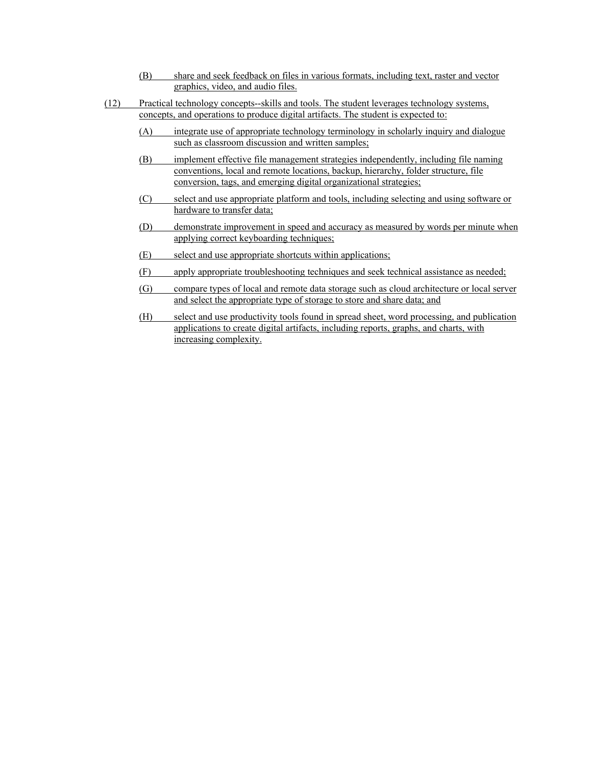(B) share and seek feedback on files in various formats, including text, raster and vector graphics, video, and audio files.

(12) Practical technology concepts--skills and tools. The student leverages technology systems, concepts, and operations to produce digital artifacts. The student is expected to:

(A) integrate use of appropriate technology terminology in scholarly inquiry and dialogue such as classroom discussion and written samples;

(B) implement effective file management strategies independently, including file naming conventions, local and remote locations, backup, hierarchy, folder structure, file conversion, tags, and emerging digital organizational strategies;

(C) select and use appropriate platform and tools, including selecting and using software or hardware to transfer data;

(D) demonstrate improvement in speed and accuracy as measured by words per minute when applying correct keyboarding techniques;

(E) select and use appropriate shortcuts within applications;

(F) apply appropriate troubleshooting techniques and seek technical assistance as needed;

(G) compare types of local and remote data storage such as cloud architecture or local server and select the appropriate type of storage to store and share data; and

(H) select and use productivity tools found in spread sheet, word processing, and publication applications to create digital artifacts, including reports, graphs, and charts, with increasing complexity.